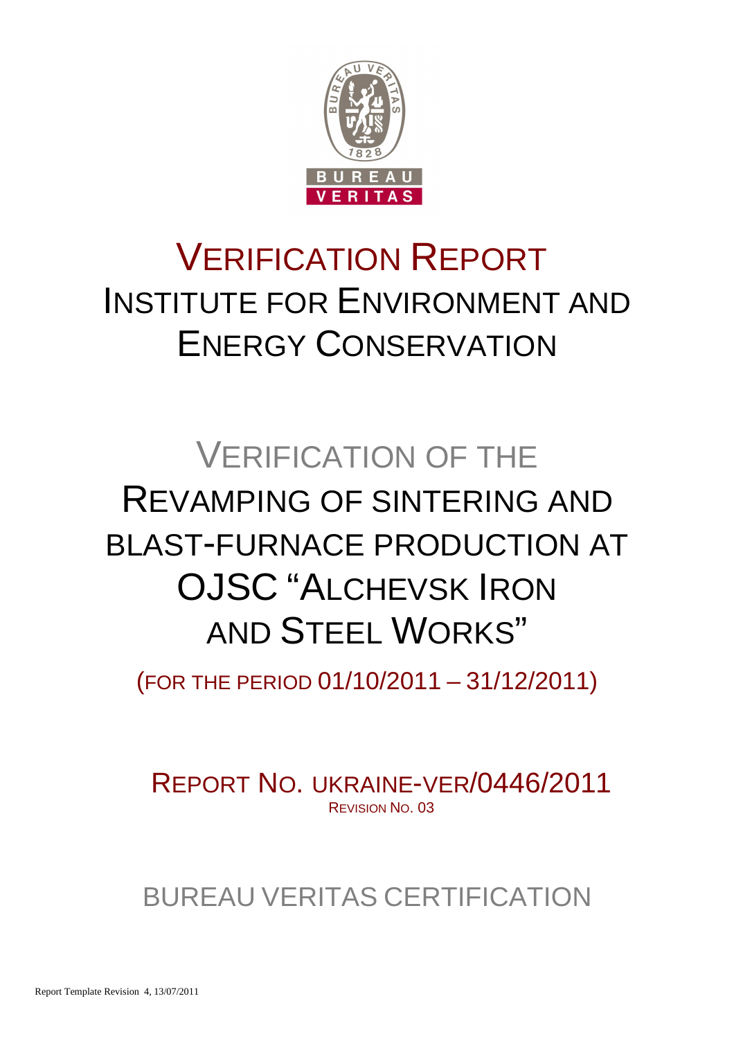# VERIFICATION REPORT

## INSTITUTE FOR ENVIRONMENT AND ENERGY CONSERVATION

# VERIFICATION OF THE REVAMPING OF SINTERING AND BLAST-FURNACE PRODUCTION AT OJSC "ALCHEVSK IRON AND STEEL WORKS"

(FOR THE PERIOD 01/10/2011 – 31/12/2011)

REPORT NO. UKRAINE-VER/0446/2011

REVISION NO. 03

BUREAU VERITAS CERTIFICATION

Report Template Revision 4, 13/07/2011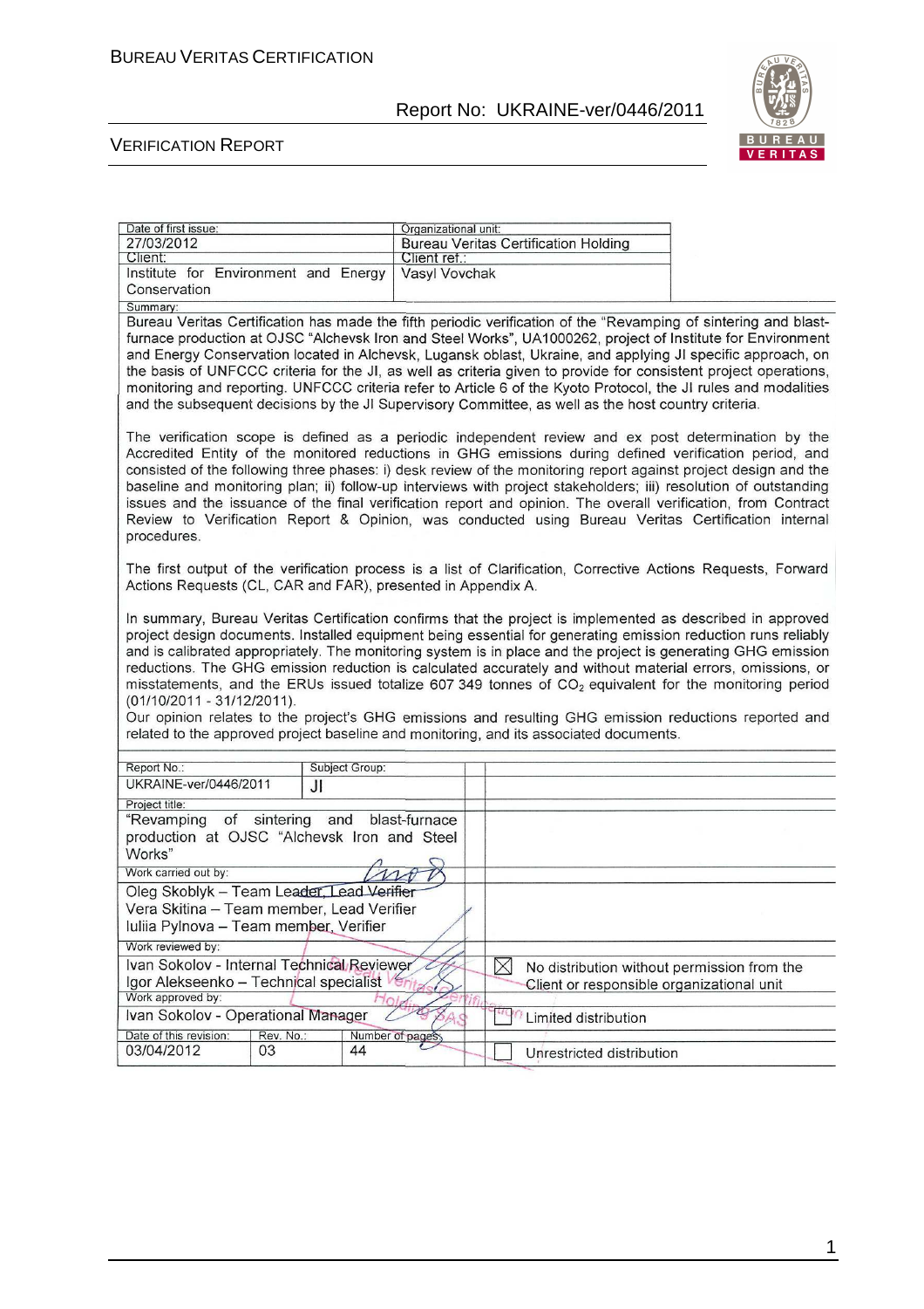| Date of first issue: | Organizational unit: |
|---|---|
| 27/03/2012 | Bureau Veritas Certification Holding |
| Client: | Client ref.: |
| Institute for Environment and Energy Conservation | Vasyl Vovchak |

Summary:

Bureau Veritas Certification has made the fifth periodic verification of the "Revamping of sintering and blast-furnace production at OJSC "Alchevsk Iron and Steel Works", UA1000262, project of Institute for Environment and Energy Conservation located in Alchevsk, Lugansk oblast, Ukraine, and applying JI specific approach, on the basis of UNFCCC criteria for the JI, as well as criteria given to provide for consistent project operations, monitoring and reporting. UNFCCC criteria refer to Article 6 of the Kyoto Protocol, the JI rules and modalities and the subsequent decisions by the JI Supervisory Committee, as well as the host country criteria.

The verification scope is defined as a periodic independent review and ex post determination by the Accredited Entity of the monitored reductions in GHG emissions during defined verification period, and consisted of the following three phases: i) desk review of the monitoring report against project design and the baseline and monitoring plan; ii) follow-up interviews with project stakeholders; iii) resolution of outstanding issues and the issuance of the final verification report and opinion. The overall verification, from Contract Review to Verification Report & Opinion, was conducted using Bureau Veritas Certification internal procedures.

The first output of the verification process is a list of Clarification, Corrective Actions Requests, Forward Actions Requests (CL, CAR and FAR), presented in Appendix A.

In summary, Bureau Veritas Certification confirms that the project is implemented as described in approved project design documents. Installed equipment being essential for generating emission reduction runs reliably and is calibrated appropriately. The monitoring system is in place and the project is generating GHG emission reductions. The GHG emission reduction is calculated accurately and without material errors, omissions, or misstatements, and the ERUs issued totalize 607 349 tonnes of $CO_2$ equivalent for the monitoring period (01/10/2011 - 31/12/2011).

Our opinion relates to the project's GHG emissions and resulting GHG emission reductions reported and related to the approved project baseline and monitoring, and its associated documents.

| Report No.: | Subject Group: | |
|---|---|---|
| UKRAINE-ver/0446/2011 | JI | |
| Project title: | | |
| "Revamping of sintering and blast-furnace production at OJSC "Alchevsk Iron and Steel Works" | | |
| Work carried out by: | | |
| Oleg Skoblyk – Team Leader, Lead Verifier<br>Vera Skitina – Team member, Lead Verifier<br>Iuliia Pylnova – Team member, Verifier | | |
| Work reviewed by: | | |
| Ivan Sokolov - Internal Technical Reviewer<br>Igor Alekseenko – Technical specialist | | ☒ No distribution without permission from the Client or responsible organizational unit |
| Work approved by: | | |
| Ivan Sokolov - Operational Manager | | ☐ Limited distribution |
| Date of this revision: 03/04/2012 | Rev. No.: 03 | Number of pages: 44 |
| | | ☐ Unrestricted distribution |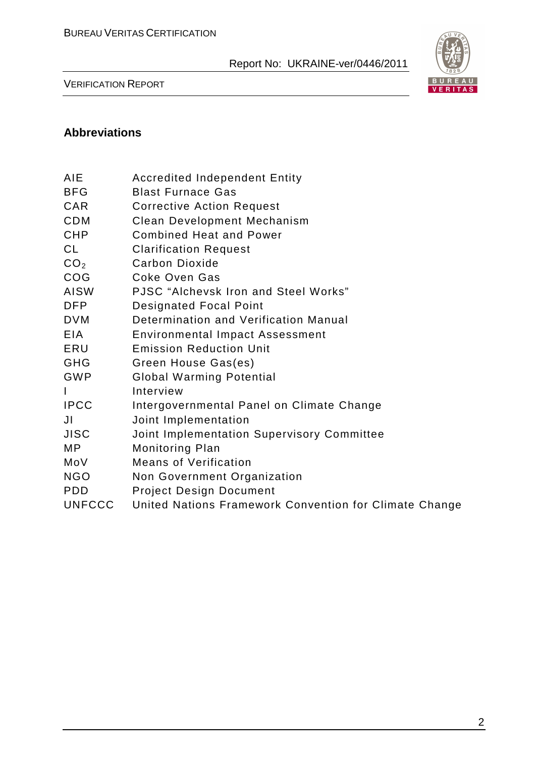## Abbreviations

| | |
|---|---|
| AIE | Accredited Independent Entity |
| BFG | Blast Furnace Gas |
| CAR | Corrective Action Request |
| CDM | Clean Development Mechanism |
| CHP | Combined Heat and Power |
| CL | Clarification Request |
| $CO_2$ | Carbon Dioxide |
| COG | Coke Oven Gas |
| AISW | PJSC "Alchevsk Iron and Steel Works" |
| DFP | Designated Focal Point |
| DVM | Determination and Verification Manual |
| EIA | Environmental Impact Assessment |
| ERU | Emission Reduction Unit |
| GHG | Green House Gas(es) |
| GWP | Global Warming Potential |
| I | Interview |
| IPCC | Intergovernmental Panel on Climate Change |
| JI | Joint Implementation |
| JISC | Joint Implementation Supervisory Committee |
| MP | Monitoring Plan |
| MoV | Means of Verification |
| NGO | Non Government Organization |
| PDD | Project Design Document |
| UNFCCC | United Nations Framework Convention for Climate Change |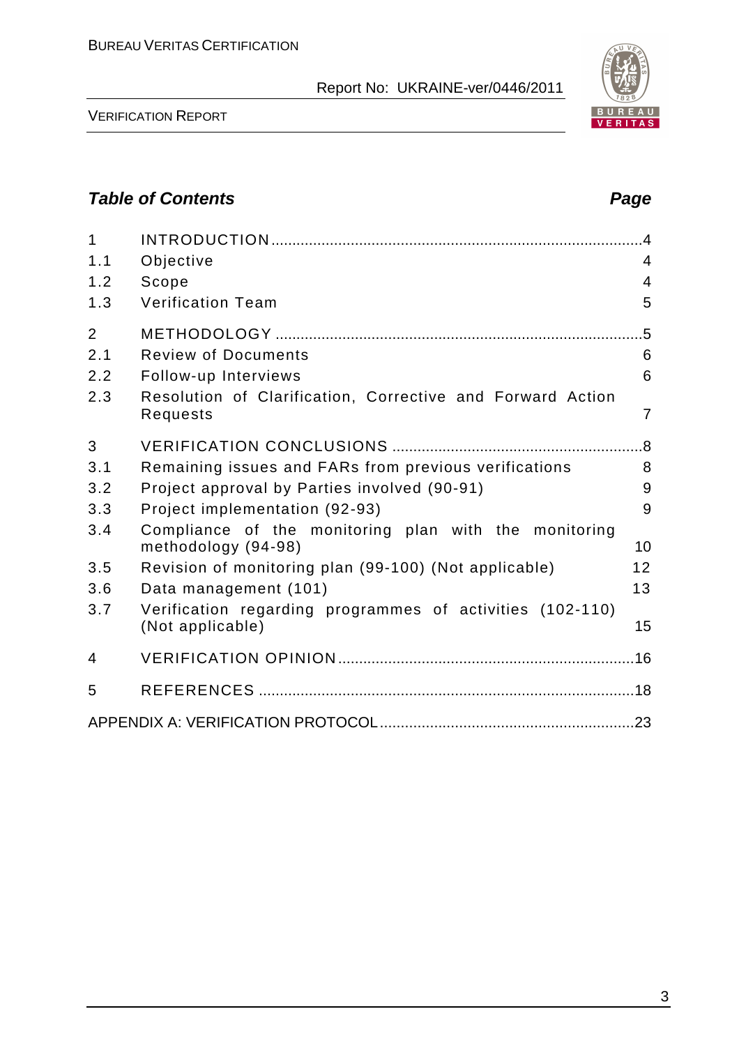## Table of Contents

| | | Page |
|---|---|---|
| 1 | INTRODUCTION | 4 |
| 1.1 | Objective | 4 |
| 1.2 | Scope | 4 |
| 1.3 | Verification Team | 5 |
| 2 | METHODOLOGY | 5 |
| 2.1 | Review of Documents | 6 |
| 2.2 | Follow-up Interviews | 6 |
| 2.3 | Resolution of Clarification, Corrective and Forward Action Requests | 7 |
| 3 | VERIFICATION CONCLUSIONS | 8 |
| 3.1 | Remaining issues and FARs from previous verifications | 8 |
| 3.2 | Project approval by Parties involved (90-91) | 9 |
| 3.3 | Project implementation (92-93) | 9 |
| 3.4 | Compliance of the monitoring plan with the monitoring methodology (94-98) | 10 |
| 3.5 | Revision of monitoring plan (99-100) (Not applicable) | 12 |
| 3.6 | Data management (101) | 13 |
| 3.7 | Verification regarding programmes of activities (102-110) (Not applicable) | 15 |
| 4 | VERIFICATION OPINION | 16 |
| 5 | REFERENCES | 18 |
| | APPENDIX A: VERIFICATION PROTOCOL | 23 |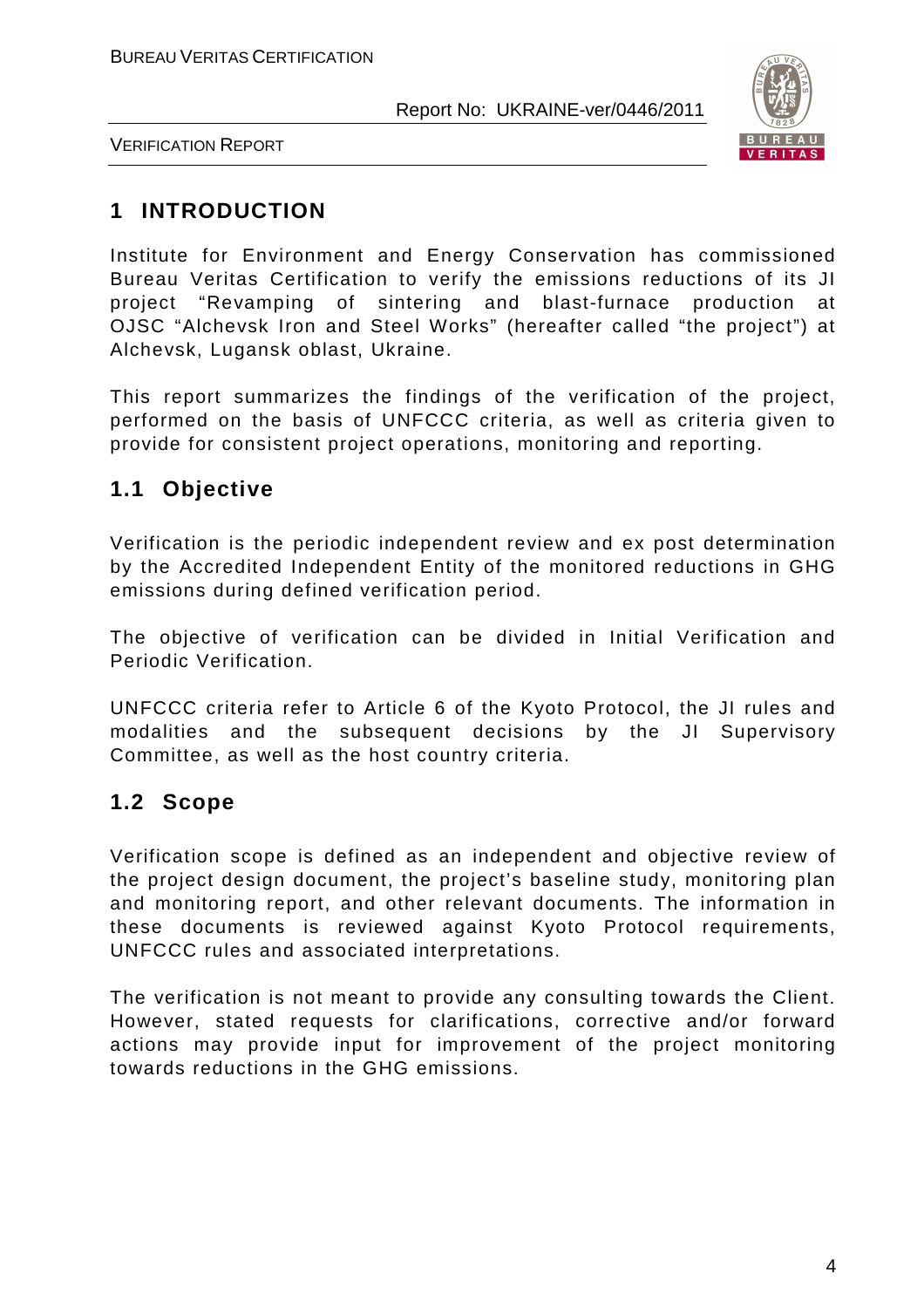# 1 INTRODUCTION

Institute for Environment and Energy Conservation has commissioned Bureau Veritas Certification to verify the emissions reductions of its JI project "Revamping of sintering and blast-furnace production at OJSC "Alchevsk Iron and Steel Works" (hereafter called "the project") at Alchevsk, Lugansk oblast, Ukraine.

This report summarizes the findings of the verification of the project, performed on the basis of UNFCCC criteria, as well as criteria given to provide for consistent project operations, monitoring and reporting.

## 1.1 Objective

Verification is the periodic independent review and ex post determination by the Accredited Independent Entity of the monitored reductions in GHG emissions during defined verification period.

The objective of verification can be divided in Initial Verification and Periodic Verification.

UNFCCC criteria refer to Article 6 of the Kyoto Protocol, the JI rules and modalities and the subsequent decisions by the JI Supervisory Committee, as well as the host country criteria.

## 1.2 Scope

Verification scope is defined as an independent and objective review of the project design document, the project's baseline study, monitoring plan and monitoring report, and other relevant documents. The information in these documents is reviewed against Kyoto Protocol requirements, UNFCCC rules and associated interpretations.

The verification is not meant to provide any consulting towards the Client. However, stated requests for clarifications, corrective and/or forward actions may provide input for improvement of the project monitoring towards reductions in the GHG emissions.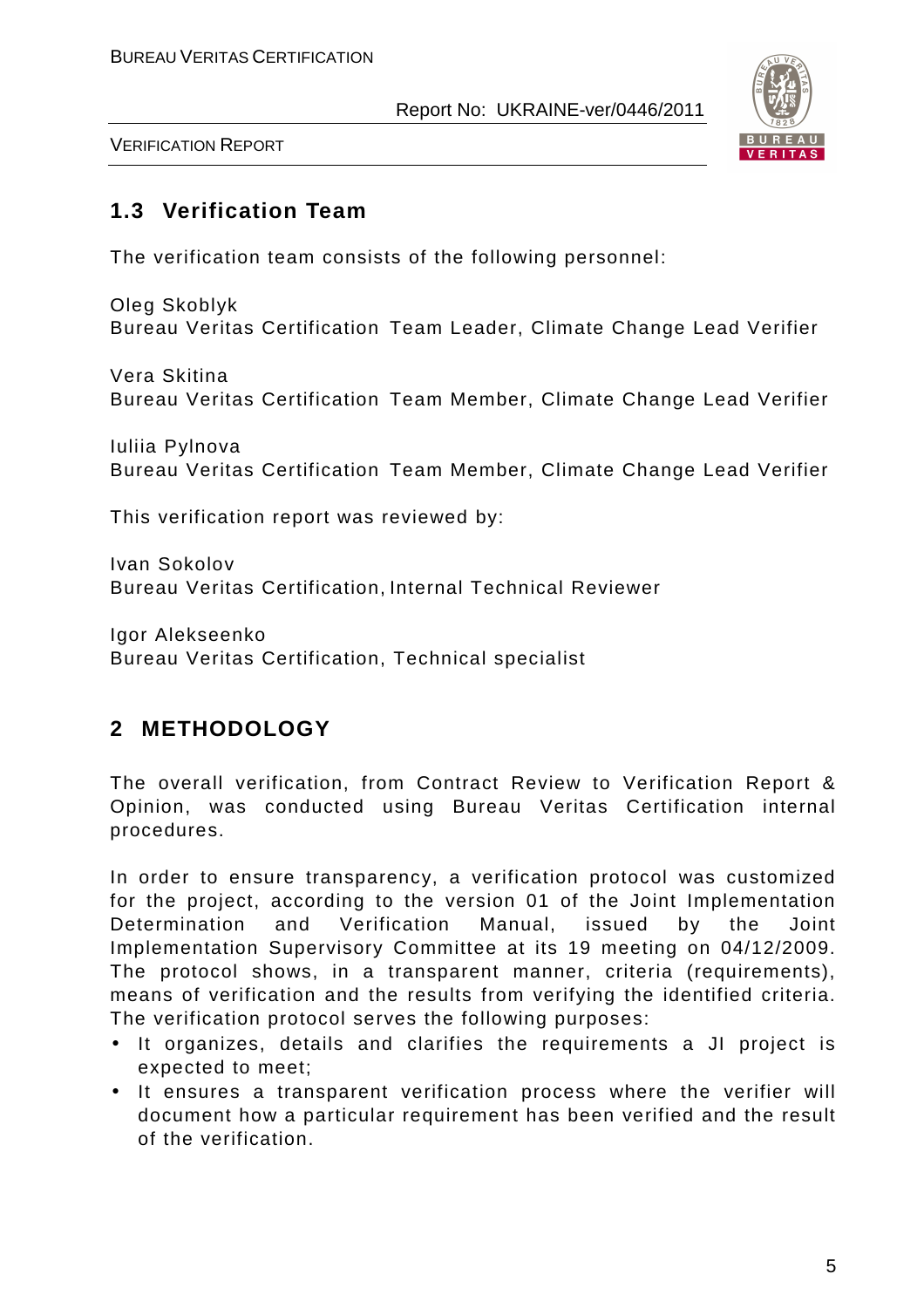## 1.3 Verification Team

The verification team consists of the following personnel:

Oleg Skoblyk
Bureau Veritas Certification Team Leader, Climate Change Lead Verifier

Vera Skitina
Bureau Veritas Certification Team Member, Climate Change Lead Verifier

Iuliia Pylnova
Bureau Veritas Certification Team Member, Climate Change Lead Verifier

This verification report was reviewed by:

Ivan Sokolov
Bureau Veritas Certification, Internal Technical Reviewer

Igor Alekseenko
Bureau Veritas Certification, Technical specialist

# 2 METHODOLOGY

The overall verification, from Contract Review to Verification Report & Opinion, was conducted using Bureau Veritas Certification internal procedures.

In order to ensure transparency, a verification protocol was customized for the project, according to the version 01 of the Joint Implementation Determination and Verification Manual, issued by the Joint Implementation Supervisory Committee at its 19 meeting on 04/12/2009. The protocol shows, in a transparent manner, criteria (requirements), means of verification and the results from verifying the identified criteria. The verification protocol serves the following purposes:

- It organizes, details and clarifies the requirements a JI project is expected to meet;
- It ensures a transparent verification process where the verifier will document how a particular requirement has been verified and the result of the verification.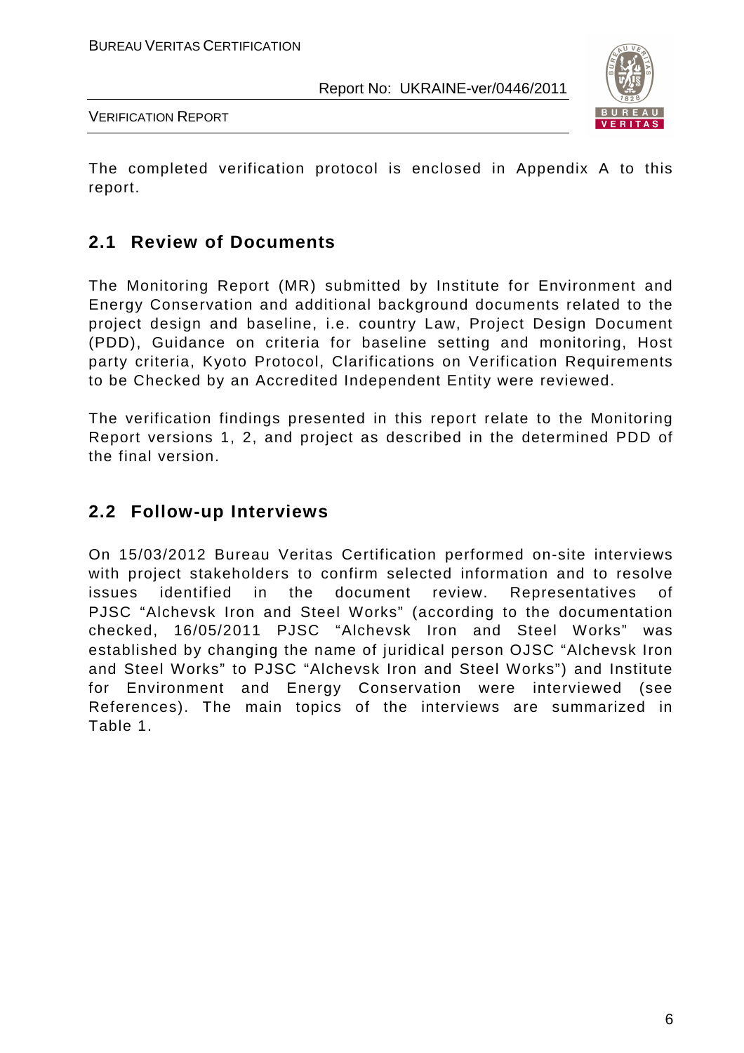The completed verification protocol is enclosed in Appendix A to this report.

## 2.1 Review of Documents

The Monitoring Report (MR) submitted by Institute for Environment and Energy Conservation and additional background documents related to the project design and baseline, i.e. country Law, Project Design Document (PDD), Guidance on criteria for baseline setting and monitoring, Host party criteria, Kyoto Protocol, Clarifications on Verification Requirements to be Checked by an Accredited Independent Entity were reviewed.

The verification findings presented in this report relate to the Monitoring Report versions 1, 2, and project as described in the determined PDD of the final version.

## 2.2 Follow-up Interviews

On 15/03/2012 Bureau Veritas Certification performed on-site interviews with project stakeholders to confirm selected information and to resolve issues identified in the document review. Representatives of PJSC "Alchevsk Iron and Steel Works" (according to the documentation checked, 16/05/2011 PJSC "Alchevsk Iron and Steel Works" was established by changing the name of juridical person OJSC "Alchevsk Iron and Steel Works" to PJSC "Alchevsk Iron and Steel Works") and Institute for Environment and Energy Conservation were interviewed (see References). The main topics of the interviews are summarized in Table 1.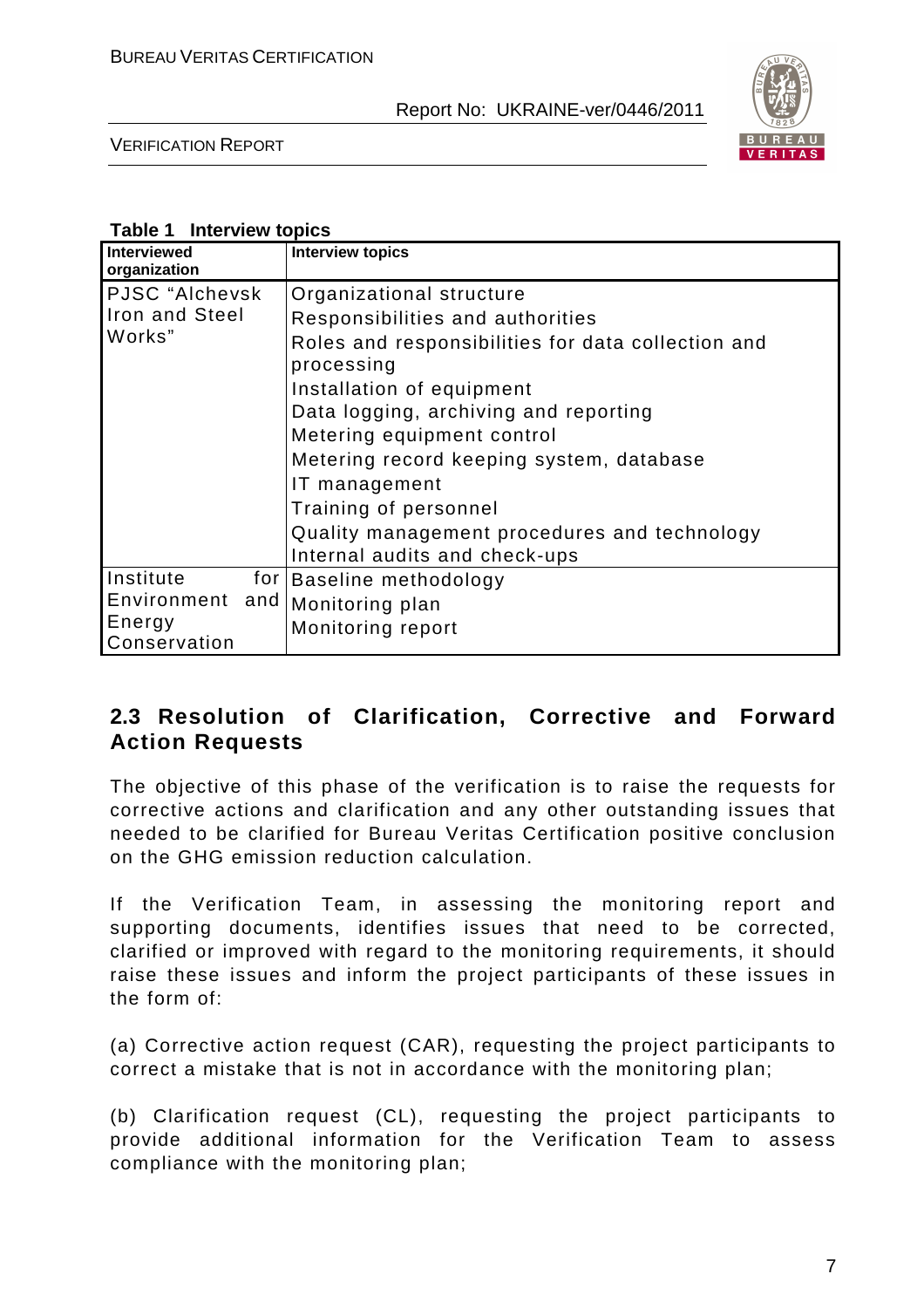**Table 1 Interview topics**

| Interviewed organization | Interview topics |
|---|---|
| PJSC "Alchevsk Iron and Steel Works" | Organizational structure<br>Responsibilities and authorities<br>Roles and responsibilities for data collection and processing<br>Installation of equipment<br>Data logging, archiving and reporting<br>Metering equipment control<br>Metering record keeping system, database<br>IT management<br>Training of personnel<br>Quality management procedures and technology<br>Internal audits and check-ups |
| Institute for Environment and Energy Conservation | Baseline methodology<br>Monitoring plan<br>Monitoring report |

## 2.3 Resolution of Clarification, Corrective and Forward Action Requests

The objective of this phase of the verification is to raise the requests for corrective actions and clarification and any other outstanding issues that needed to be clarified for Bureau Veritas Certification positive conclusion on the GHG emission reduction calculation.

If the Verification Team, in assessing the monitoring report and supporting documents, identifies issues that need to be corrected, clarified or improved with regard to the monitoring requirements, it should raise these issues and inform the project participants of these issues in the form of:

(a) Corrective action request (CAR), requesting the project participants to correct a mistake that is not in accordance with the monitoring plan;

(b) Clarification request (CL), requesting the project participants to provide additional information for the Verification Team to assess compliance with the monitoring plan;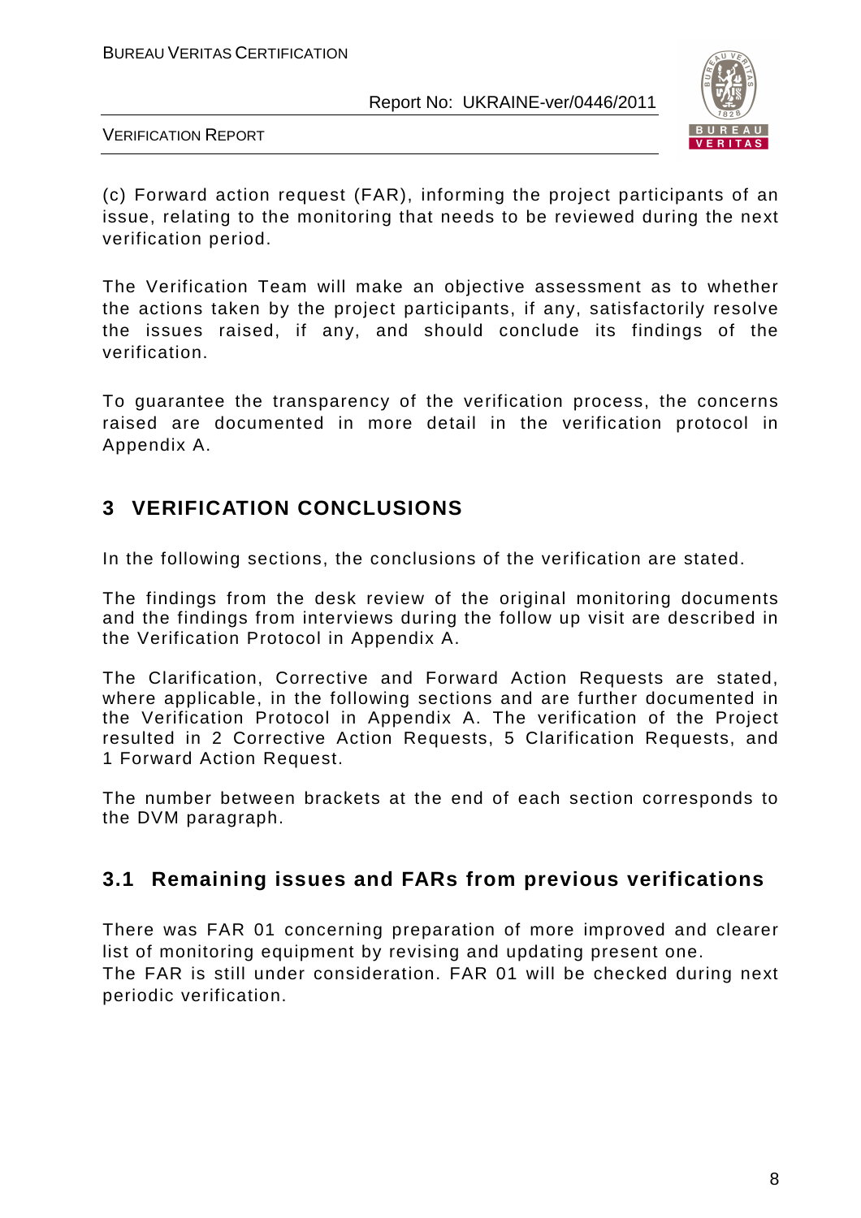(c) Forward action request (FAR), informing the project participants of an issue, relating to the monitoring that needs to be reviewed during the next verification period.

The Verification Team will make an objective assessment as to whether the actions taken by the project participants, if any, satisfactorily resolve the issues raised, if any, and should conclude its findings of the verification.

To guarantee the transparency of the verification process, the concerns raised are documented in more detail in the verification protocol in Appendix A.

# 3 VERIFICATION CONCLUSIONS

In the following sections, the conclusions of the verification are stated.

The findings from the desk review of the original monitoring documents and the findings from interviews during the follow up visit are described in the Verification Protocol in Appendix A.

The Clarification, Corrective and Forward Action Requests are stated, where applicable, in the following sections and are further documented in the Verification Protocol in Appendix A. The verification of the Project resulted in 2 Corrective Action Requests, 5 Clarification Requests, and 1 Forward Action Request.

The number between brackets at the end of each section corresponds to the DVM paragraph.

## 3.1 Remaining issues and FARs from previous verifications

There was FAR 01 concerning preparation of more improved and clearer list of monitoring equipment by revising and updating present one.
The FAR is still under consideration. FAR 01 will be checked during next periodic verification.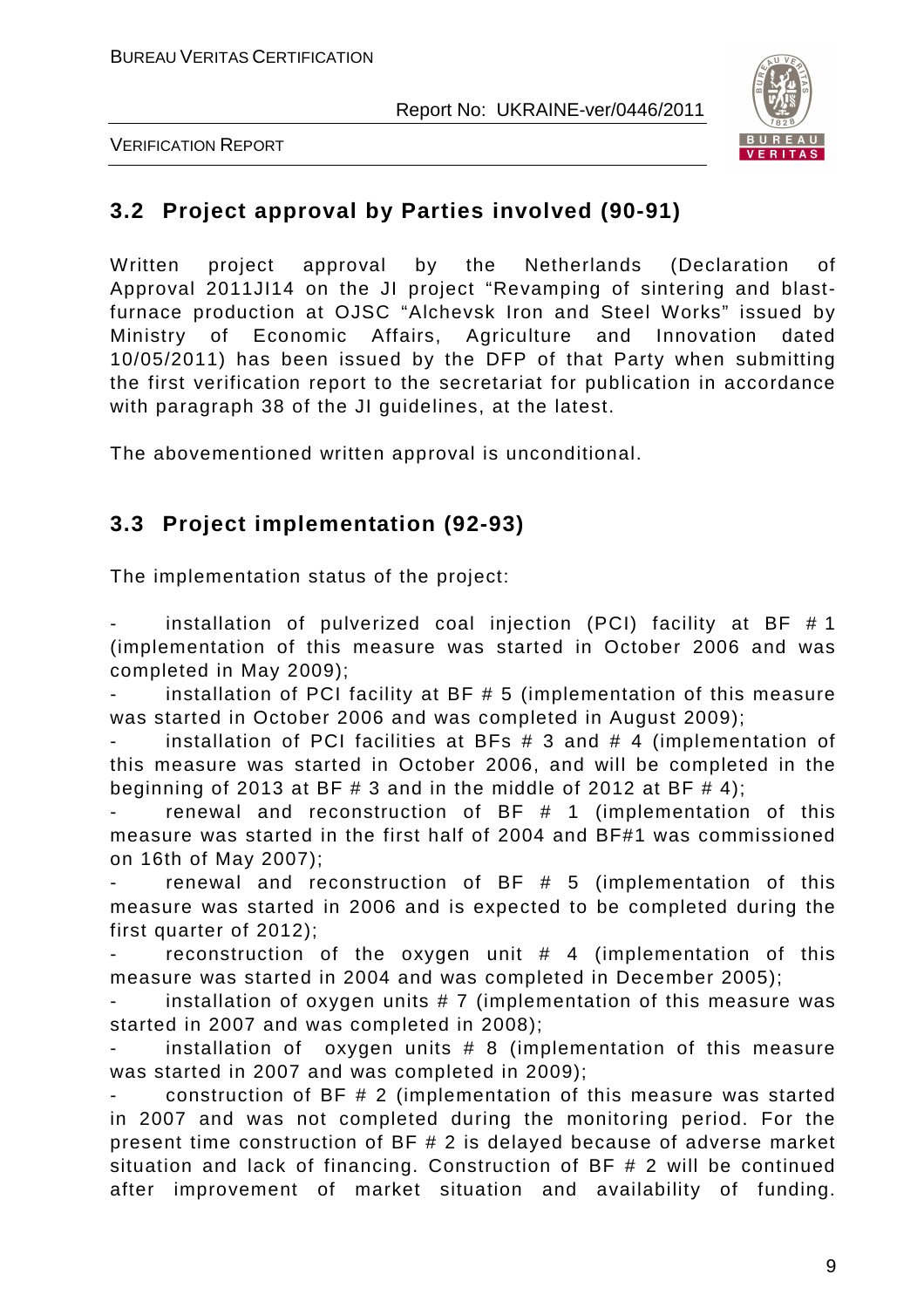## 3.2 Project approval by Parties involved (90-91)

Written project approval by the Netherlands (Declaration of Approval 2011JI14 on the JI project "Revamping of sintering and blast-furnace production at OJSC "Alchevsk Iron and Steel Works" issued by Ministry of Economic Affairs, Agriculture and Innovation dated 10/05/2011) has been issued by the DFP of that Party when submitting the first verification report to the secretariat for publication in accordance with paragraph 38 of the JI guidelines, at the latest.

The abovementioned written approval is unconditional.

## 3.3 Project implementation (92-93)

The implementation status of the project:

- installation of pulverized coal injection (PCI) facility at BF # 1 (implementation of this measure was started in October 2006 and was completed in May 2009);
- installation of PCI facility at BF # 5 (implementation of this measure was started in October 2006 and was completed in August 2009);
- installation of PCI facilities at BFs # 3 and # 4 (implementation of this measure was started in October 2006, and will be completed in the beginning of 2013 at BF # 3 and in the middle of 2012 at BF # 4);
- renewal and reconstruction of BF # 1 (implementation of this measure was started in the first half of 2004 and BF#1 was commissioned on 16th of May 2007);
- renewal and reconstruction of BF # 5 (implementation of this measure was started in 2006 and is expected to be completed during the first quarter of 2012);
- reconstruction of the oxygen unit # 4 (implementation of this measure was started in 2004 and was completed in December 2005);
- installation of oxygen units # 7 (implementation of this measure was started in 2007 and was completed in 2008);
- installation of oxygen units # 8 (implementation of this measure was started in 2007 and was completed in 2009);
- construction of BF # 2 (implementation of this measure was started in 2007 and was not completed during the monitoring period. For the present time construction of BF # 2 is delayed because of adverse market situation and lack of financing. Construction of BF # 2 will be continued after improvement of market situation and availability of funding.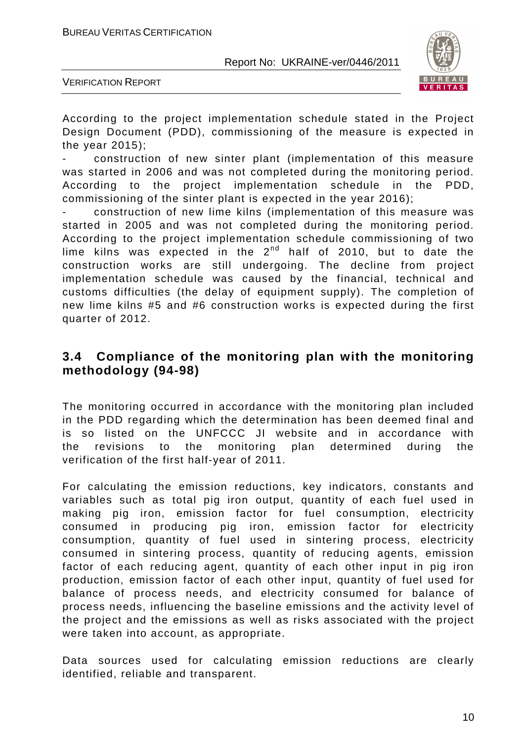According to the project implementation schedule stated in the Project Design Document (PDD), commissioning of the measure is expected in the year 2015);

- construction of new sinter plant (implementation of this measure was started in 2006 and was not completed during the monitoring period. According to the project implementation schedule in the PDD, commissioning of the sinter plant is expected in the year 2016);
- construction of new lime kilns (implementation of this measure was started in 2005 and was not completed during the monitoring period. According to the project implementation schedule commissioning of two lime kilns was expected in the 2nd half of 2010, but to date the construction works are still undergoing. The decline from project implementation schedule was caused by the financial, technical and customs difficulties (the delay of equipment supply). The completion of new lime kilns #5 and #6 construction works is expected during the first quarter of 2012.

## 3.4 Compliance of the monitoring plan with the monitoring methodology (94-98)

The monitoring occurred in accordance with the monitoring plan included in the PDD regarding which the determination has been deemed final and is so listed on the UNFCCC JI website and in accordance with the revisions to the monitoring plan determined during the verification of the first half-year of 2011.

For calculating the emission reductions, key indicators, constants and variables such as total pig iron output, quantity of each fuel used in making pig iron, emission factor for fuel consumption, electricity consumed in producing pig iron, emission factor for electricity consumption, quantity of fuel used in sintering process, electricity consumed in sintering process, quantity of reducing agents, emission factor of each reducing agent, quantity of each other input in pig iron production, emission factor of each other input, quantity of fuel used for balance of process needs, and electricity consumed for balance of process needs, influencing the baseline emissions and the activity level of the project and the emissions as well as risks associated with the project were taken into account, as appropriate.

Data sources used for calculating emission reductions are clearly identified, reliable and transparent.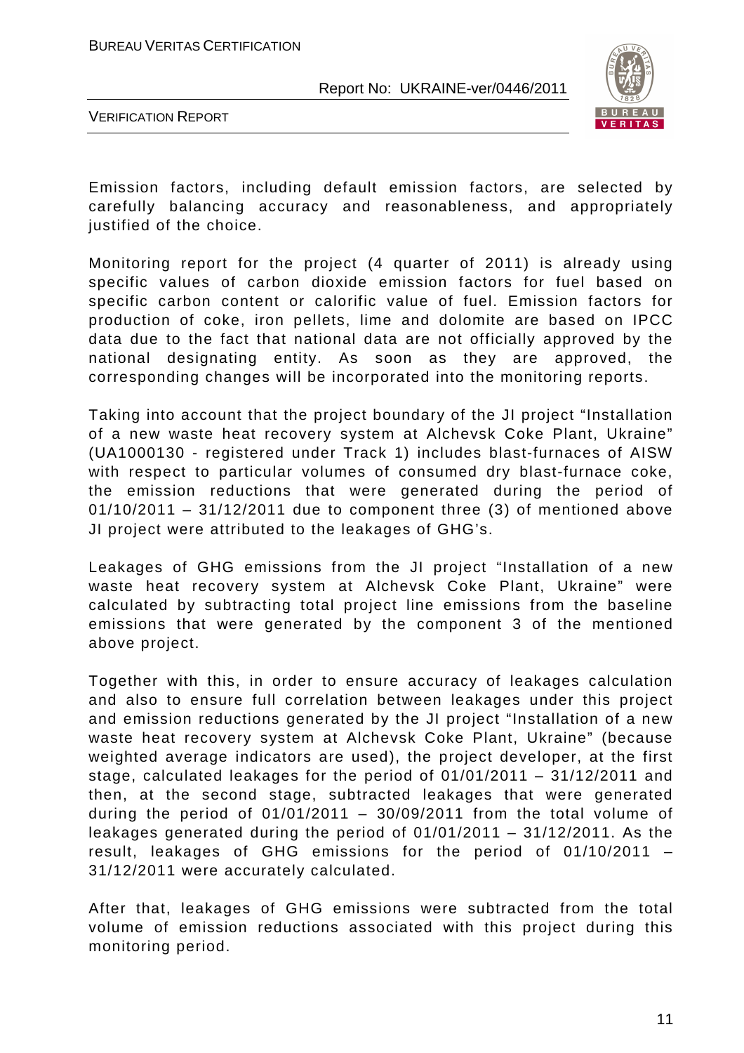Emission factors, including default emission factors, are selected by carefully balancing accuracy and reasonableness, and appropriately justified of the choice.

Monitoring report for the project (4 quarter of 2011) is already using specific values of carbon dioxide emission factors for fuel based on specific carbon content or calorific value of fuel. Emission factors for production of coke, iron pellets, lime and dolomite are based on IPCC data due to the fact that national data are not officially approved by the national designating entity. As soon as they are approved, the corresponding changes will be incorporated into the monitoring reports.

Taking into account that the project boundary of the JI project "Installation of a new waste heat recovery system at Alchevsk Coke Plant, Ukraine" (UA1000130 - registered under Track 1) includes blast-furnaces of AISW with respect to particular volumes of consumed dry blast-furnace coke, the emission reductions that were generated during the period of 01/10/2011 – 31/12/2011 due to component three (3) of mentioned above JI project were attributed to the leakages of GHG's.

Leakages of GHG emissions from the JI project "Installation of a new waste heat recovery system at Alchevsk Coke Plant, Ukraine" were calculated by subtracting total project line emissions from the baseline emissions that were generated by the component 3 of the mentioned above project.

Together with this, in order to ensure accuracy of leakages calculation and also to ensure full correlation between leakages under this project and emission reductions generated by the JI project "Installation of a new waste heat recovery system at Alchevsk Coke Plant, Ukraine" (because weighted average indicators are used), the project developer, at the first stage, calculated leakages for the period of 01/01/2011 – 31/12/2011 and then, at the second stage, subtracted leakages that were generated during the period of 01/01/2011 – 30/09/2011 from the total volume of leakages generated during the period of 01/01/2011 – 31/12/2011. As the result, leakages of GHG emissions for the period of 01/10/2011 – 31/12/2011 were accurately calculated.

After that, leakages of GHG emissions were subtracted from the total volume of emission reductions associated with this project during this monitoring period.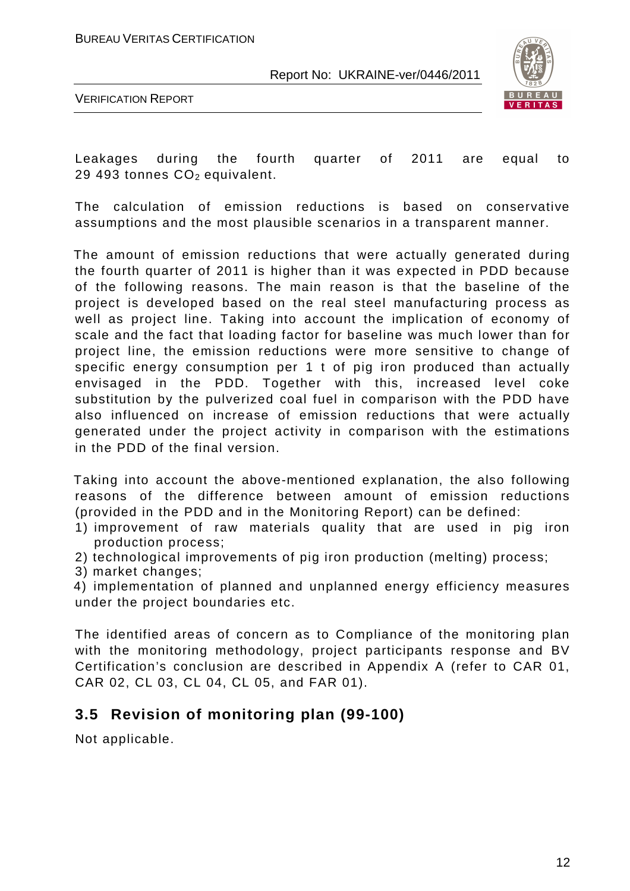Leakages during the fourth quarter of 2011 are equal to 29 493 tonnes $CO_2$ equivalent.

The calculation of emission reductions is based on conservative assumptions and the most plausible scenarios in a transparent manner.

The amount of emission reductions that were actually generated during the fourth quarter of 2011 is higher than it was expected in PDD because of the following reasons. The main reason is that the baseline of the project is developed based on the real steel manufacturing process as well as project line. Taking into account the implication of economy of scale and the fact that loading factor for baseline was much lower than for project line, the emission reductions were more sensitive to change of specific energy consumption per 1 t of pig iron produced than actually envisaged in the PDD. Together with this, increased level coke substitution by the pulverized coal fuel in comparison with the PDD have also influenced on increase of emission reductions that were actually generated under the project activity in comparison with the estimations in the PDD of the final version.

Taking into account the above-mentioned explanation, the also following reasons of the difference between amount of emission reductions (provided in the PDD and in the Monitoring Report) can be defined:

1) improvement of raw materials quality that are used in pig iron production process;
2) technological improvements of pig iron production (melting) process;
3) market changes;
4) implementation of planned and unplanned energy efficiency measures under the project boundaries etc.

The identified areas of concern as to Compliance of the monitoring plan with the monitoring methodology, project participants response and BV Certification's conclusion are described in Appendix A (refer to CAR 01, CAR 02, CL 03, CL 04, CL 05, and FAR 01).

## 3.5 Revision of monitoring plan (99-100)

Not applicable.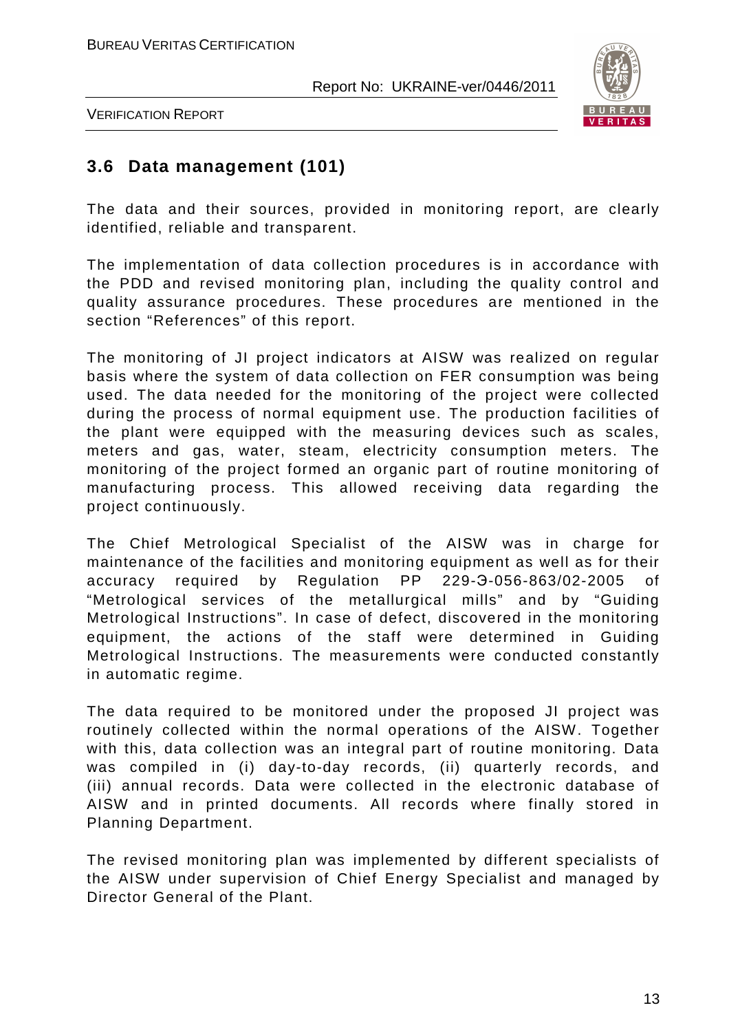## 3.6 Data management (101)

The data and their sources, provided in monitoring report, are clearly identified, reliable and transparent.

The implementation of data collection procedures is in accordance with the PDD and revised monitoring plan, including the quality control and quality assurance procedures. These procedures are mentioned in the section "References" of this report.

The monitoring of JI project indicators at AISW was realized on regular basis where the system of data collection on FER consumption was being used. The data needed for the monitoring of the project were collected during the process of normal equipment use. The production facilities of the plant were equipped with the measuring devices such as scales, meters and gas, water, steam, electricity consumption meters. The monitoring of the project formed an organic part of routine monitoring of manufacturing process. This allowed receiving data regarding the project continuously.

The Chief Metrological Specialist of the AISW was in charge for maintenance of the facilities and monitoring equipment as well as for their accuracy required by Regulation PP 229-Э-056-863/02-2005 of "Metrological services of the metallurgical mills" and by "Guiding Metrological Instructions". In case of defect, discovered in the monitoring equipment, the actions of the staff were determined in Guiding Metrological Instructions. The measurements were conducted constantly in automatic regime.

The data required to be monitored under the proposed JI project was routinely collected within the normal operations of the AISW. Together with this, data collection was an integral part of routine monitoring. Data was compiled in (i) day-to-day records, (ii) quarterly records, and (iii) annual records. Data were collected in the electronic database of AISW and in printed documents. All records where finally stored in Planning Department.

The revised monitoring plan was implemented by different specialists of the AISW under supervision of Chief Energy Specialist and managed by Director General of the Plant.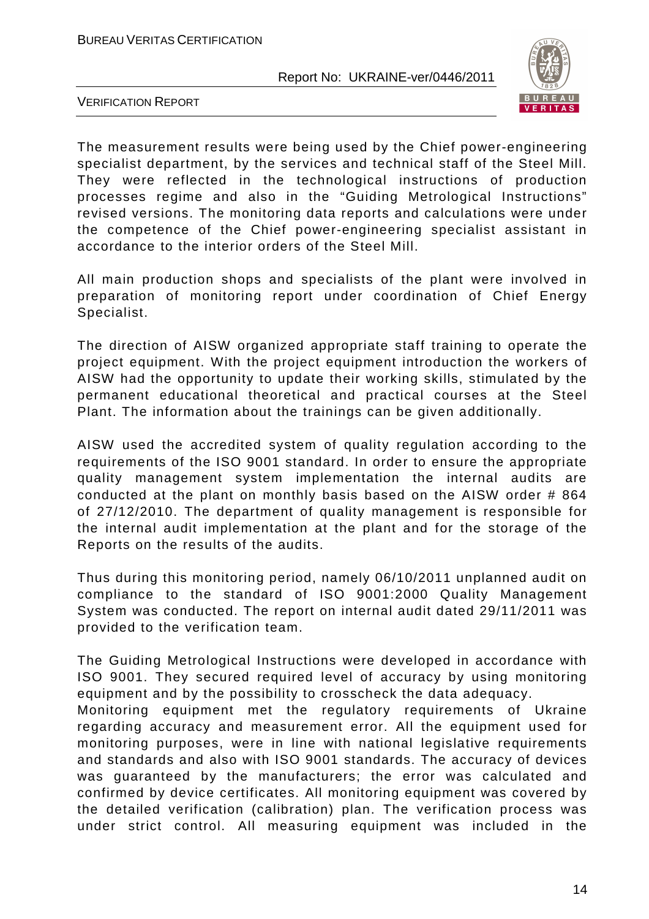The measurement results were being used by the Chief power-engineering specialist department, by the services and technical staff of the Steel Mill. They were reflected in the technological instructions of production processes regime and also in the "Guiding Metrological Instructions" revised versions. The monitoring data reports and calculations were under the competence of the Chief power-engineering specialist assistant in accordance to the interior orders of the Steel Mill.

All main production shops and specialists of the plant were involved in preparation of monitoring report under coordination of Chief Energy Specialist.

The direction of AISW organized appropriate staff training to operate the project equipment. With the project equipment introduction the workers of AISW had the opportunity to update their working skills, stimulated by the permanent educational theoretical and practical courses at the Steel Plant. The information about the trainings can be given additionally.

AISW used the accredited system of quality regulation according to the requirements of the ISO 9001 standard. In order to ensure the appropriate quality management system implementation the internal audits are conducted at the plant on monthly basis based on the AISW order # 864 of 27/12/2010. The department of quality management is responsible for the internal audit implementation at the plant and for the storage of the Reports on the results of the audits.

Thus during this monitoring period, namely 06/10/2011 unplanned audit on compliance to the standard of ISO 9001:2000 Quality Management System was conducted. The report on internal audit dated 29/11/2011 was provided to the verification team.

The Guiding Metrological Instructions were developed in accordance with ISO 9001. They secured required level of accuracy by using monitoring equipment and by the possibility to crosscheck the data adequacy. Monitoring equipment met the regulatory requirements of Ukraine regarding accuracy and measurement error. All the equipment used for monitoring purposes, were in line with national legislative requirements and standards and also with ISO 9001 standards. The accuracy of devices was guaranteed by the manufacturers; the error was calculated and confirmed by device certificates. All monitoring equipment was covered by the detailed verification (calibration) plan. The verification process was under strict control. All measuring equipment was included in the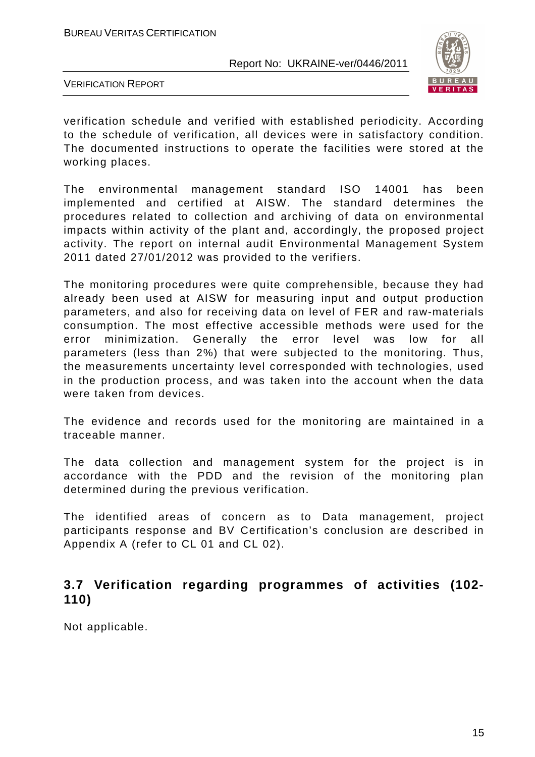verification schedule and verified with established periodicity. According to the schedule of verification, all devices were in satisfactory condition. The documented instructions to operate the facilities were stored at the working places.

The environmental management standard ISO 14001 has been implemented and certified at AISW. The standard determines the procedures related to collection and archiving of data on environmental impacts within activity of the plant and, accordingly, the proposed project activity. The report on internal audit Environmental Management System 2011 dated 27/01/2012 was provided to the verifiers.

The monitoring procedures were quite comprehensible, because they had already been used at AISW for measuring input and output production parameters, and also for receiving data on level of FER and raw-materials consumption. The most effective accessible methods were used for the error minimization. Generally the error level was low for all parameters (less than 2%) that were subjected to the monitoring. Thus, the measurements uncertainty level corresponded with technologies, used in the production process, and was taken into the account when the data were taken from devices.

The evidence and records used for the monitoring are maintained in a traceable manner.

The data collection and management system for the project is in accordance with the PDD and the revision of the monitoring plan determined during the previous verification.

The identified areas of concern as to Data management, project participants response and BV Certification's conclusion are described in Appendix A (refer to CL 01 and CL 02).

## 3.7 Verification regarding programmes of activities (102-110)

Not applicable.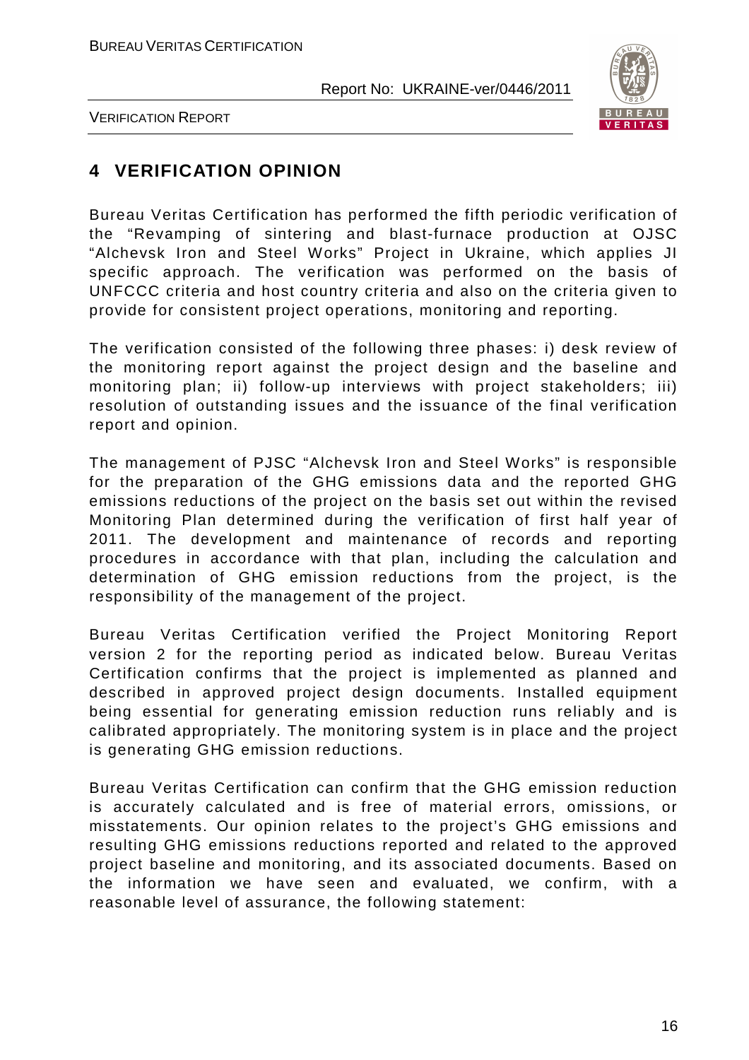## 4 VERIFICATION OPINION

Bureau Veritas Certification has performed the fifth periodic verification of the "Revamping of sintering and blast-furnace production at OJSC "Alchevsk Iron and Steel Works" Project in Ukraine, which applies JI specific approach. The verification was performed on the basis of UNFCCC criteria and host country criteria and also on the criteria given to provide for consistent project operations, monitoring and reporting.

The verification consisted of the following three phases: i) desk review of the monitoring report against the project design and the baseline and monitoring plan; ii) follow-up interviews with project stakeholders; iii) resolution of outstanding issues and the issuance of the final verification report and opinion.

The management of PJSC "Alchevsk Iron and Steel Works" is responsible for the preparation of the GHG emissions data and the reported GHG emissions reductions of the project on the basis set out within the revised Monitoring Plan determined during the verification of first half year of 2011. The development and maintenance of records and reporting procedures in accordance with that plan, including the calculation and determination of GHG emission reductions from the project, is the responsibility of the management of the project.

Bureau Veritas Certification verified the Project Monitoring Report version 2 for the reporting period as indicated below. Bureau Veritas Certification confirms that the project is implemented as planned and described in approved project design documents. Installed equipment being essential for generating emission reduction runs reliably and is calibrated appropriately. The monitoring system is in place and the project is generating GHG emission reductions.

Bureau Veritas Certification can confirm that the GHG emission reduction is accurately calculated and is free of material errors, omissions, or misstatements. Our opinion relates to the project's GHG emissions and resulting GHG emissions reductions reported and related to the approved project baseline and monitoring, and its associated documents. Based on the information we have seen and evaluated, we confirm, with a reasonable level of assurance, the following statement: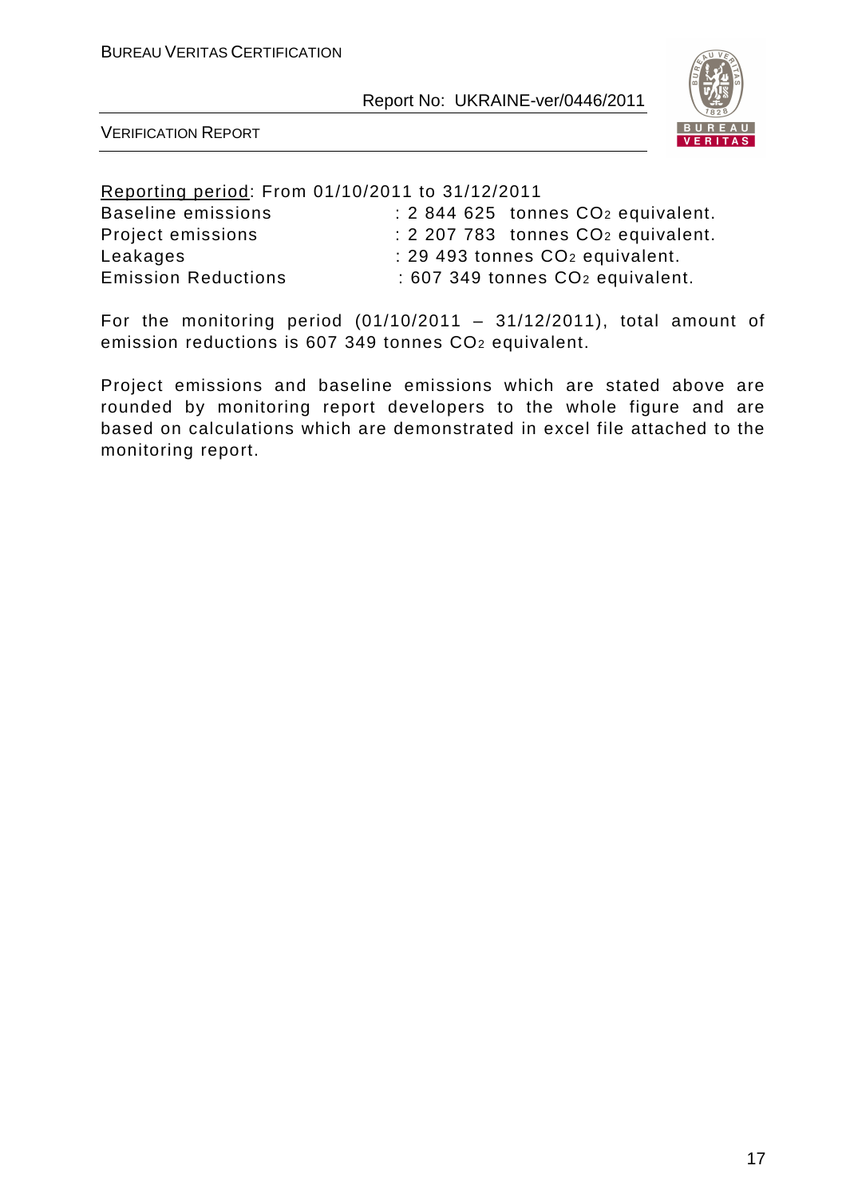Reporting period: From 01/10/2011 to 31/12/2011

| | |
|---|---|
| Baseline emissions | : 2 844 625 tonnes $CO_2$ equivalent. |
| Project emissions | : 2 207 783 tonnes $CO_2$ equivalent. |
| Leakages | : 29 493 tonnes $CO_2$ equivalent. |
| Emission Reductions | : 607 349 tonnes $CO_2$ equivalent. |

For the monitoring period (01/10/2011 – 31/12/2011), total amount of emission reductions is 607 349 tonnes $CO_2$ equivalent.

Project emissions and baseline emissions which are stated above are rounded by monitoring report developers to the whole figure and are based on calculations which are demonstrated in excel file attached to the monitoring report.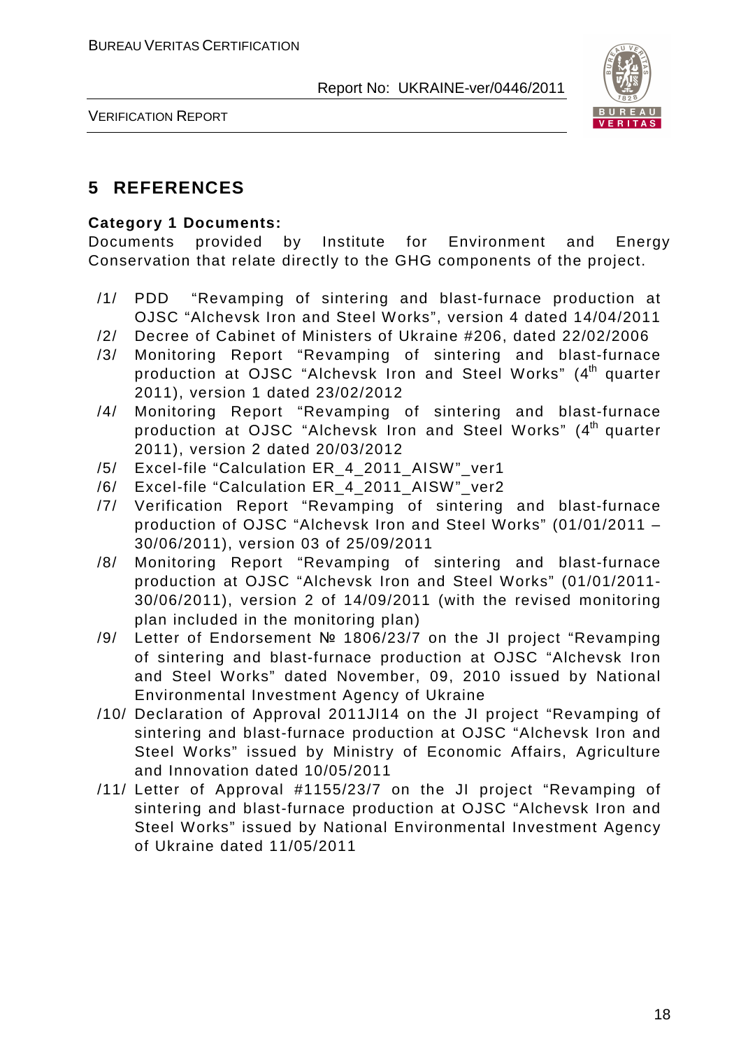## 5 REFERENCES

**Category 1 Documents:**

Documents provided by Institute for Environment and Energy Conservation that relate directly to the GHG components of the project.

/1/ PDD "Revamping of sintering and blast-furnace production at OJSC "Alchevsk Iron and Steel Works", version 4 dated 14/04/2011

/2/ Decree of Cabinet of Ministers of Ukraine #206, dated 22/02/2006

/3/ Monitoring Report "Revamping of sintering and blast-furnace production at OJSC "Alchevsk Iron and Steel Works" (4th quarter 2011), version 1 dated 23/02/2012

/4/ Monitoring Report "Revamping of sintering and blast-furnace production at OJSC "Alchevsk Iron and Steel Works" (4th quarter 2011), version 2 dated 20/03/2012

/5/ Excel-file "Calculation ER_4_2011_AISW"_ver1

/6/ Excel-file "Calculation ER_4_2011_AISW"_ver2

/7/ Verification Report "Revamping of sintering and blast-furnace production of OJSC "Alchevsk Iron and Steel Works" (01/01/2011 – 30/06/2011), version 03 of 25/09/2011

/8/ Monitoring Report "Revamping of sintering and blast-furnace production at OJSC "Alchevsk Iron and Steel Works" (01/01/2011-30/06/2011), version 2 of 14/09/2011 (with the revised monitoring plan included in the monitoring plan)

/9/ Letter of Endorsement № 1806/23/7 on the JI project "Revamping of sintering and blast-furnace production at OJSC "Alchevsk Iron and Steel Works" dated November, 09, 2010 issued by National Environmental Investment Agency of Ukraine

/10/ Declaration of Approval 2011JI14 on the JI project "Revamping of sintering and blast-furnace production at OJSC "Alchevsk Iron and Steel Works" issued by Ministry of Economic Affairs, Agriculture and Innovation dated 10/05/2011

/11/ Letter of Approval #1155/23/7 on the JI project "Revamping of sintering and blast-furnace production at OJSC "Alchevsk Iron and Steel Works" issued by National Environmental Investment Agency of Ukraine dated 11/05/2011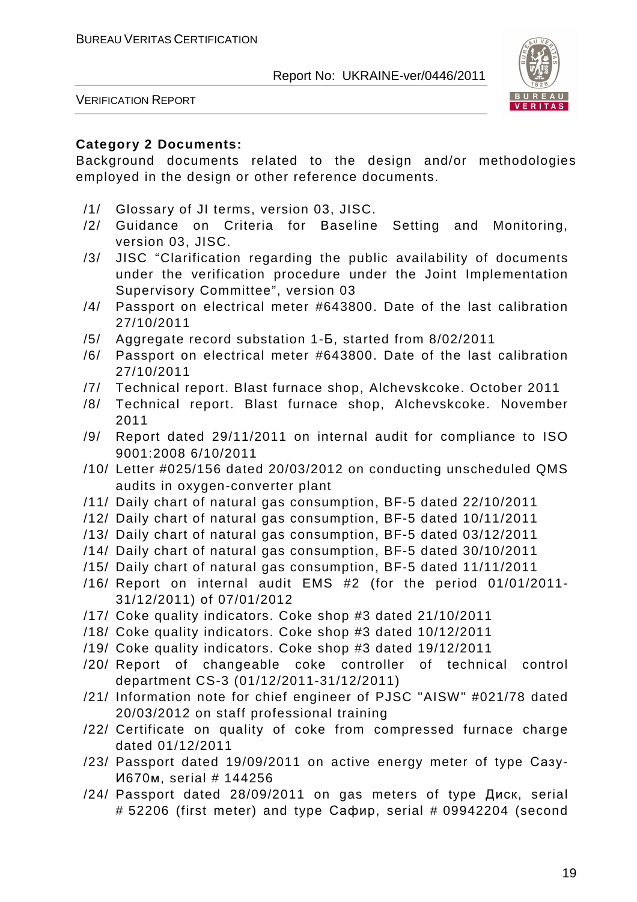**Category 2 Documents:**

Background documents related to the design and/or methodologies employed in the design or other reference documents.

/1/ Glossary of JI terms, version 03, JISC.

/2/ Guidance on Criteria for Baseline Setting and Monitoring, version 03, JISC.

/3/ JISC "Clarification regarding the public availability of documents under the verification procedure under the Joint Implementation Supervisory Committee", version 03

/4/ Passport on electrical meter #643800. Date of the last calibration 27/10/2011

/5/ Aggregate record substation 1-Б, started from 8/02/2011

/6/ Passport on electrical meter #643800. Date of the last calibration 27/10/2011

/7/ Technical report. Blast furnace shop, Alchevskcoke. October 2011

/8/ Technical report. Blast furnace shop, Alchevskcoke. November 2011

/9/ Report dated 29/11/2011 on internal audit for compliance to ISO 9001:2008 6/10/2011

/10/ Letter #025/156 dated 20/03/2012 on conducting unscheduled QMS audits in oxygen-converter plant

/11/ Daily chart of natural gas consumption, BF-5 dated 22/10/2011

/12/ Daily chart of natural gas consumption, BF-5 dated 10/11/2011

/13/ Daily chart of natural gas consumption, BF-5 dated 03/12/2011

/14/ Daily chart of natural gas consumption, BF-5 dated 30/10/2011

/15/ Daily chart of natural gas consumption, BF-5 dated 11/11/2011

/16/ Report on internal audit EMS #2 (for the period 01/01/2011-31/12/2011) of 07/01/2012

/17/ Coke quality indicators. Coke shop #3 dated 21/10/2011

/18/ Coke quality indicators. Coke shop #3 dated 10/12/2011

/19/ Coke quality indicators. Coke shop #3 dated 19/12/2011

/20/ Report of changeable coke controller of technical control department CS-3 (01/12/2011-31/12/2011)

/21/ Information note for chief engineer of PJSC "AISW" #021/78 dated 20/03/2012 on staff professional training

/22/ Certificate on quality of coke from compressed furnace charge dated 01/12/2011

/23/ Passport dated 19/09/2011 on active energy meter of type Сазу-И670м, serial # 144256

/24/ Passport dated 28/09/2011 on gas meters of type Диск, serial # 52206 (first meter) and type Сафир, serial # 09942204 (second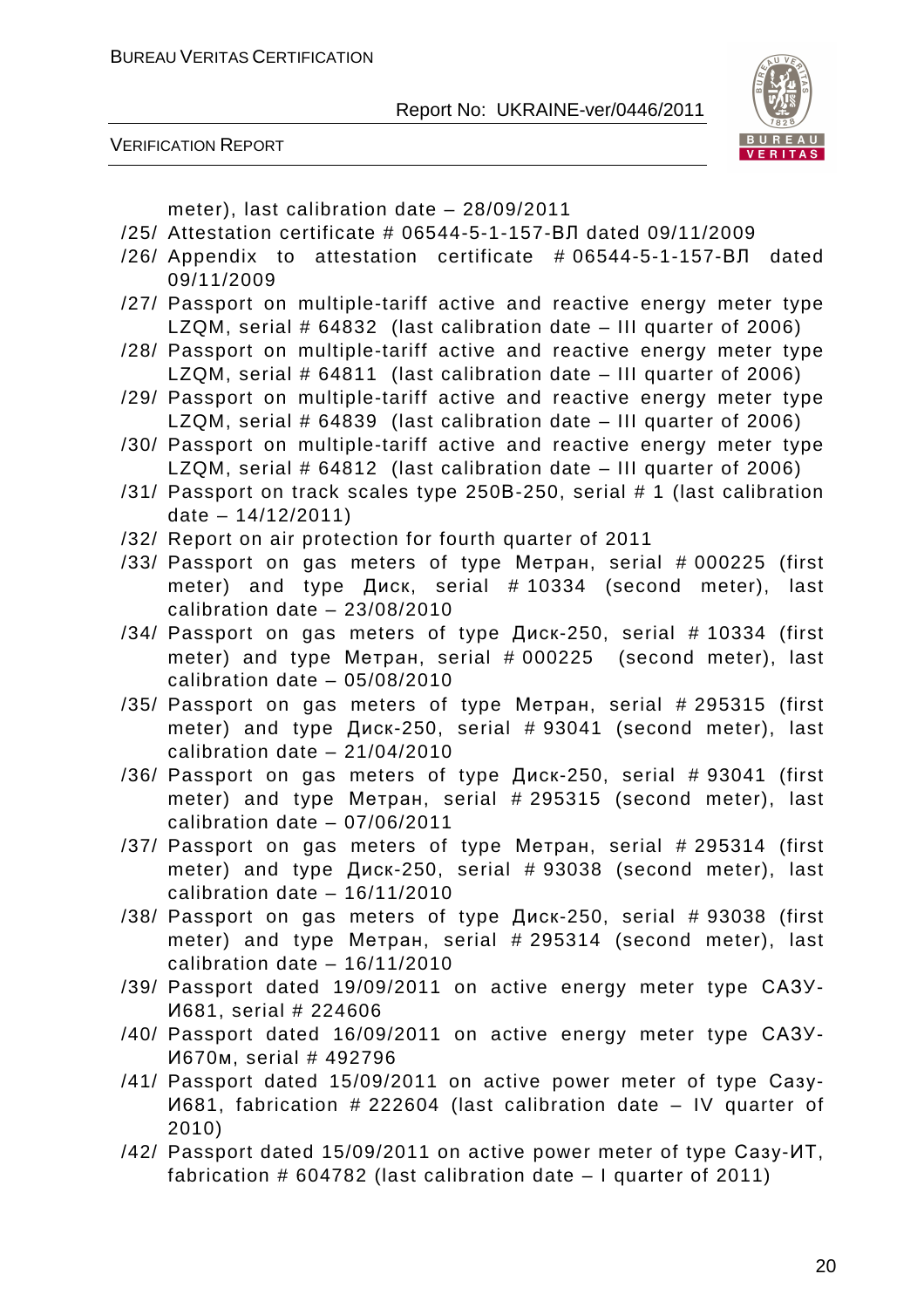meter), last calibration date – 28/09/2011

/25/ Attestation certificate # 06544-5-1-157-ВЛ dated 09/11/2009

/26/ Appendix to attestation certificate # 06544-5-1-157-ВЛ dated 09/11/2009

/27/ Passport on multiple-tariff active and reactive energy meter type LZQM, serial # 64832 (last calibration date – III quarter of 2006)

/28/ Passport on multiple-tariff active and reactive energy meter type LZQM, serial # 64811 (last calibration date – III quarter of 2006)

/29/ Passport on multiple-tariff active and reactive energy meter type LZQM, serial # 64839 (last calibration date – III quarter of 2006)

/30/ Passport on multiple-tariff active and reactive energy meter type LZQM, serial # 64812 (last calibration date – III quarter of 2006)

/31/ Passport on track scales type 250В-250, serial # 1 (last calibration date – 14/12/2011)

/32/ Report on air protection for fourth quarter of 2011

/33/ Passport on gas meters of type Метран, serial # 000225 (first meter) and type Диск, serial # 10334 (second meter), last calibration date – 23/08/2010

/34/ Passport on gas meters of type Диск-250, serial # 10334 (first meter) and type Метран, serial # 000225 (second meter), last calibration date – 05/08/2010

/35/ Passport on gas meters of type Метран, serial # 295315 (first meter) and type Диск-250, serial # 93041 (second meter), last calibration date – 21/04/2010

/36/ Passport on gas meters of type Диск-250, serial # 93041 (first meter) and type Метран, serial # 295315 (second meter), last calibration date – 07/06/2011

/37/ Passport on gas meters of type Метран, serial # 295314 (first meter) and type Диск-250, serial # 93038 (second meter), last calibration date – 16/11/2010

/38/ Passport on gas meters of type Диск-250, serial # 93038 (first meter) and type Метран, serial # 295314 (second meter), last calibration date – 16/11/2010

/39/ Passport dated 19/09/2011 on active energy meter type САЗУ-И681, serial # 224606

/40/ Passport dated 16/09/2011 on active energy meter type САЗУ-И670м, serial # 492796

/41/ Passport dated 15/09/2011 on active power meter of type Сазу-И681, fabrication # 222604 (last calibration date – IV quarter of 2010)

/42/ Passport dated 15/09/2011 on active power meter of type Сазу-ИТ, fabrication # 604782 (last calibration date – I quarter of 2011)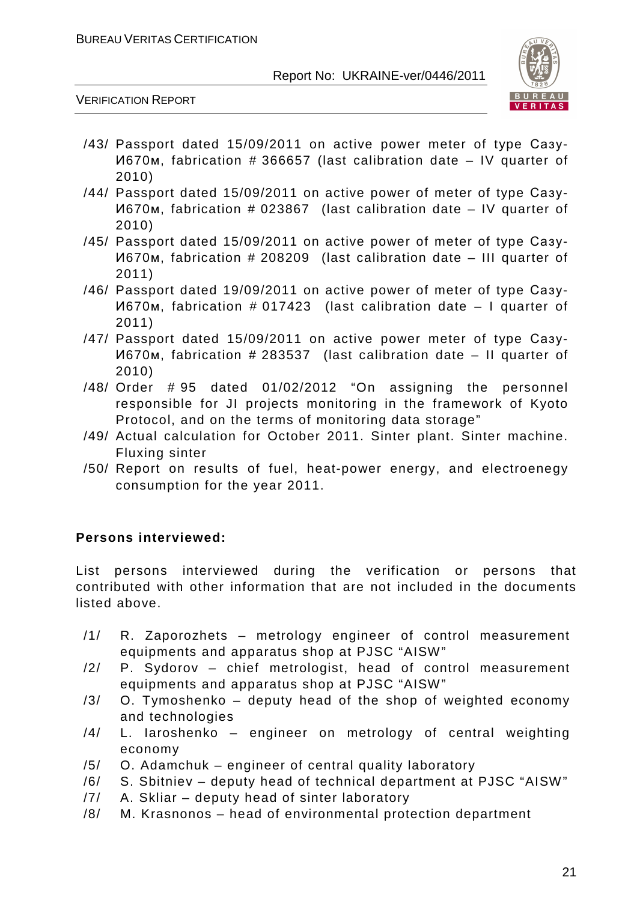/43/ Passport dated 15/09/2011 on active power meter of type Сазу-И670м, fabrication # 366657 (last calibration date – IV quarter of 2010)

/44/ Passport dated 15/09/2011 on active power of meter of type Сазу-И670м, fabrication # 023867 (last calibration date – IV quarter of 2010)

/45/ Passport dated 15/09/2011 on active power of meter of type Сазу-И670м, fabrication # 208209 (last calibration date – III quarter of 2011)

/46/ Passport dated 19/09/2011 on active power of meter of type Сазу-И670м, fabrication # 017423 (last calibration date – I quarter of 2011)

/47/ Passport dated 15/09/2011 on active power meter of type Сазу-И670м, fabrication # 283537 (last calibration date – II quarter of 2010)

/48/ Order # 95 dated 01/02/2012 "On assigning the personnel responsible for JI projects monitoring in the framework of Kyoto Protocol, and on the terms of monitoring data storage"

/49/ Actual calculation for October 2011. Sinter plant. Sinter machine. Fluxing sinter

/50/ Report on results of fuel, heat-power energy, and electroenegy consumption for the year 2011.

**Persons interviewed:**

List persons interviewed during the verification or persons that contributed with other information that are not included in the documents listed above.

/1/ R. Zaporozhets – metrology engineer of control measurement equipments and apparatus shop at PJSC "AISW"

/2/ P. Sydorov – chief metrologist, head of control measurement equipments and apparatus shop at PJSC "AISW"

/3/ O. Tymoshenko – deputy head of the shop of weighted economy and technologies

/4/ L. Iaroshenko – engineer on metrology of central weighting economy

/5/ O. Adamchuk – engineer of central quality laboratory

/6/ S. Sbitniev – deputy head of technical department at PJSC "AISW"

/7/ A. Skliar – deputy head of sinter laboratory

/8/ M. Krasnonos – head of environmental protection department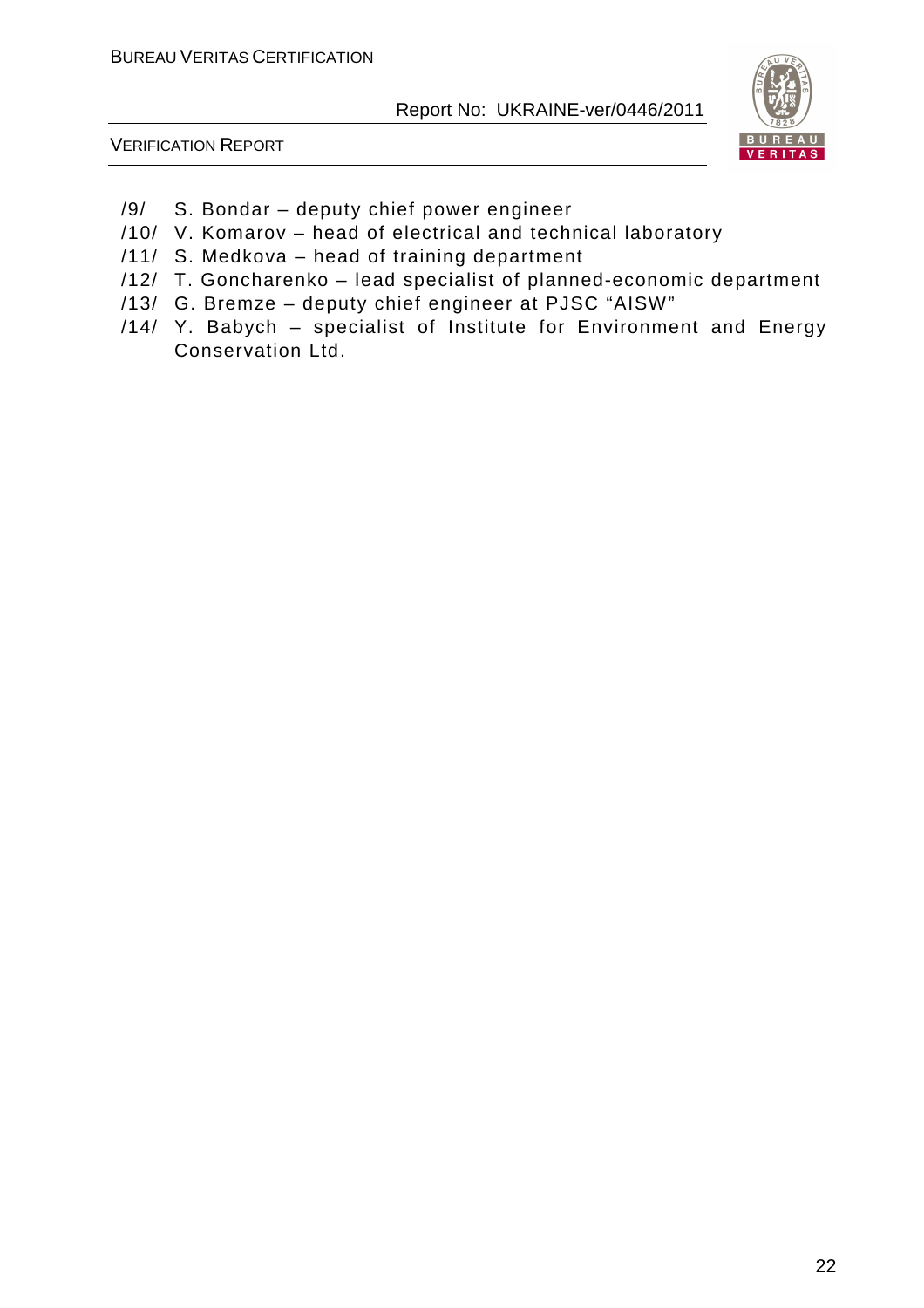/9/ S. Bondar – deputy chief power engineer
/10/ V. Komarov – head of electrical and technical laboratory
/11/ S. Medkova – head of training department
/12/ T. Goncharenko – lead specialist of planned-economic department
/13/ G. Bremze – deputy chief engineer at PJSC "AISW"
/14/ Y. Babych – specialist of Institute for Environment and Energy Conservation Ltd.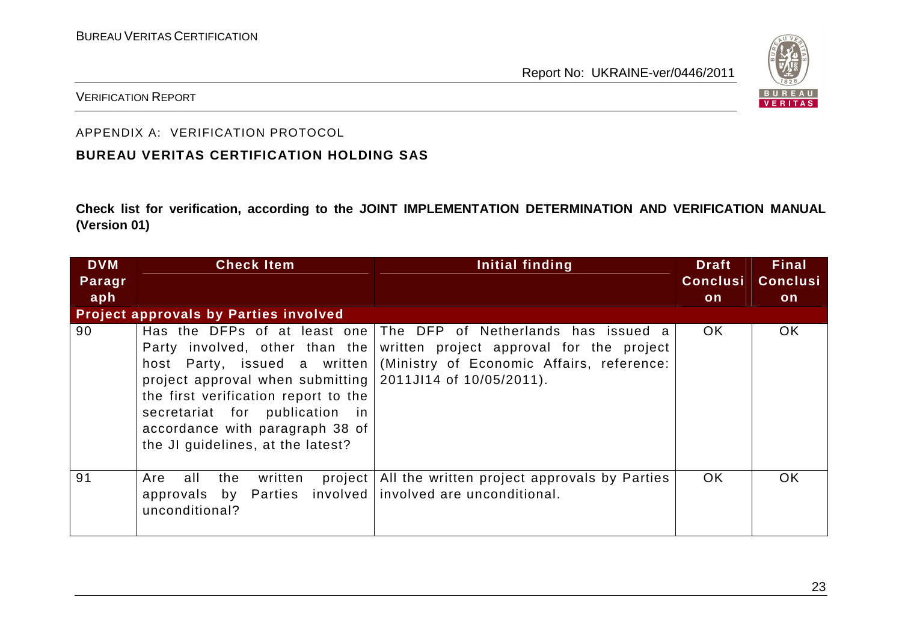APPENDIX A: VERIFICATION PROTOCOL

**BUREAU VERITAS CERTIFICATION HOLDING SAS**

**Check list for verification, according to the JOINT IMPLEMENTATION DETERMINATION AND VERIFICATION MANUAL (Version 01)**

| DVM Paragraph | Check Item | Initial finding | Draft Conclusion | Final Conclusion |
|---|---|---|---|---|
| **Project approvals by Parties involved** | | | | |
| 90 | Has the DFPs of at least one Party involved, other than the host Party, issued a written project approval when submitting the first verification report to the secretariat for publication in accordance with paragraph 38 of the JI guidelines, at the latest? | The DFP of Netherlands has issued a written project approval for the project (Ministry of Economic Affairs, reference: 2011JI14 of 10/05/2011). | OK | OK |
| 91 | Are all the written project approvals by Parties involved unconditional? | All the written project approvals by Parties involved are unconditional. | OK | OK |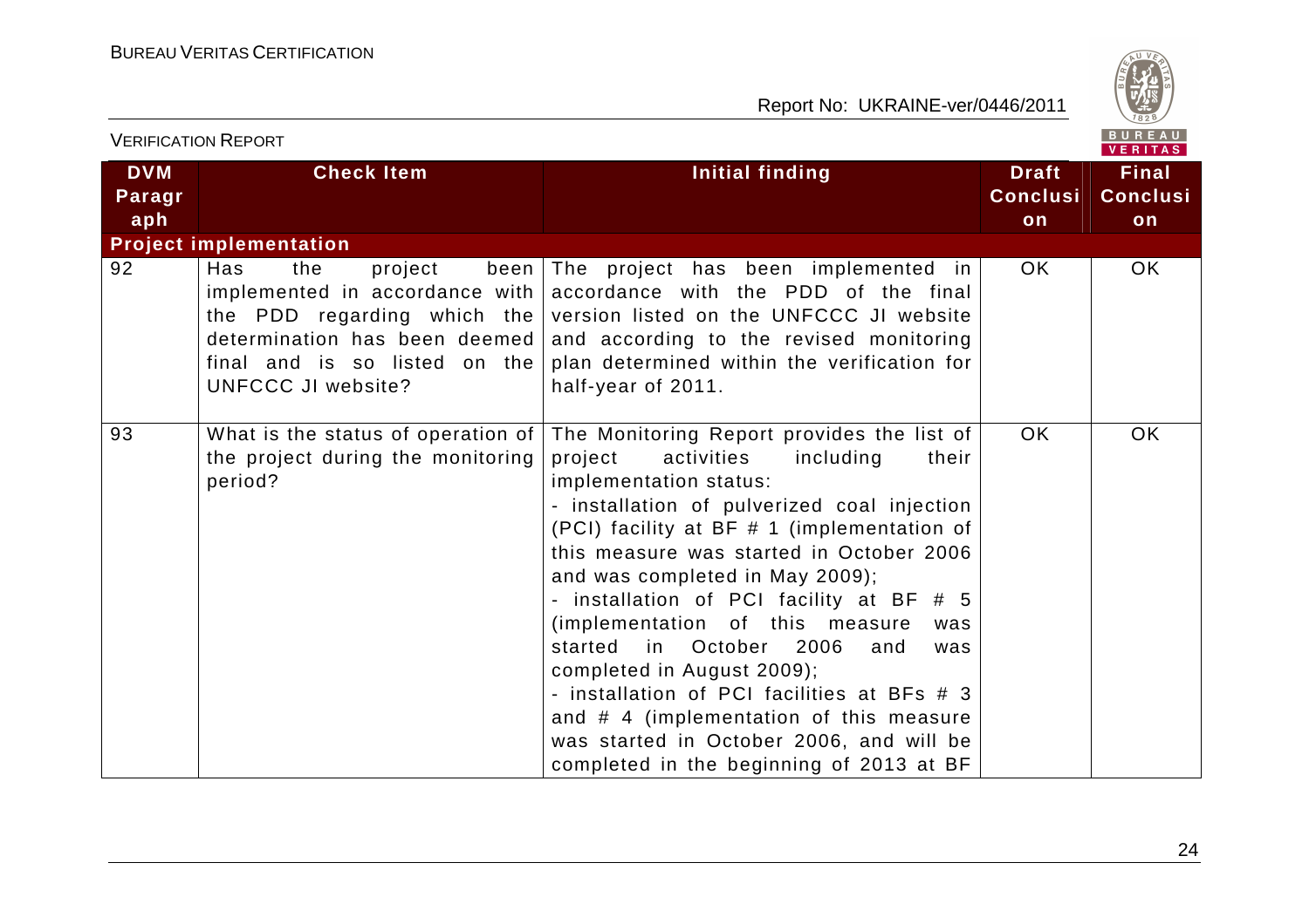| DVM Paragraph | Check Item | Initial finding | Draft Conclusion | Final Conclusion |
|---|---|---|---|---|
| **Project implementation** | | | | |
| 92 | Has the project been implemented in accordance with the PDD regarding which the determination has been deemed final and is so listed on the UNFCCC JI website? | The project has been implemented in accordance with the PDD of the final version listed on the UNFCCC JI website and according to the revised monitoring plan determined within the verification for half-year of 2011. | OK | OK |
| 93 | What is the status of operation of the project during the monitoring period? | The Monitoring Report provides the list of project activities including their implementation status:<br>- installation of pulverized coal injection (PCI) facility at BF # 1 (implementation of this measure was started in October 2006 and was completed in May 2009);<br>- installation of PCI facility at BF # 5 (implementation of this measure was started in October 2006 and was completed in August 2009);<br>- installation of PCI facilities at BFs # 3 and # 4 (implementation of this measure was started in October 2006, and will be completed in the beginning of 2013 at BF | OK | OK |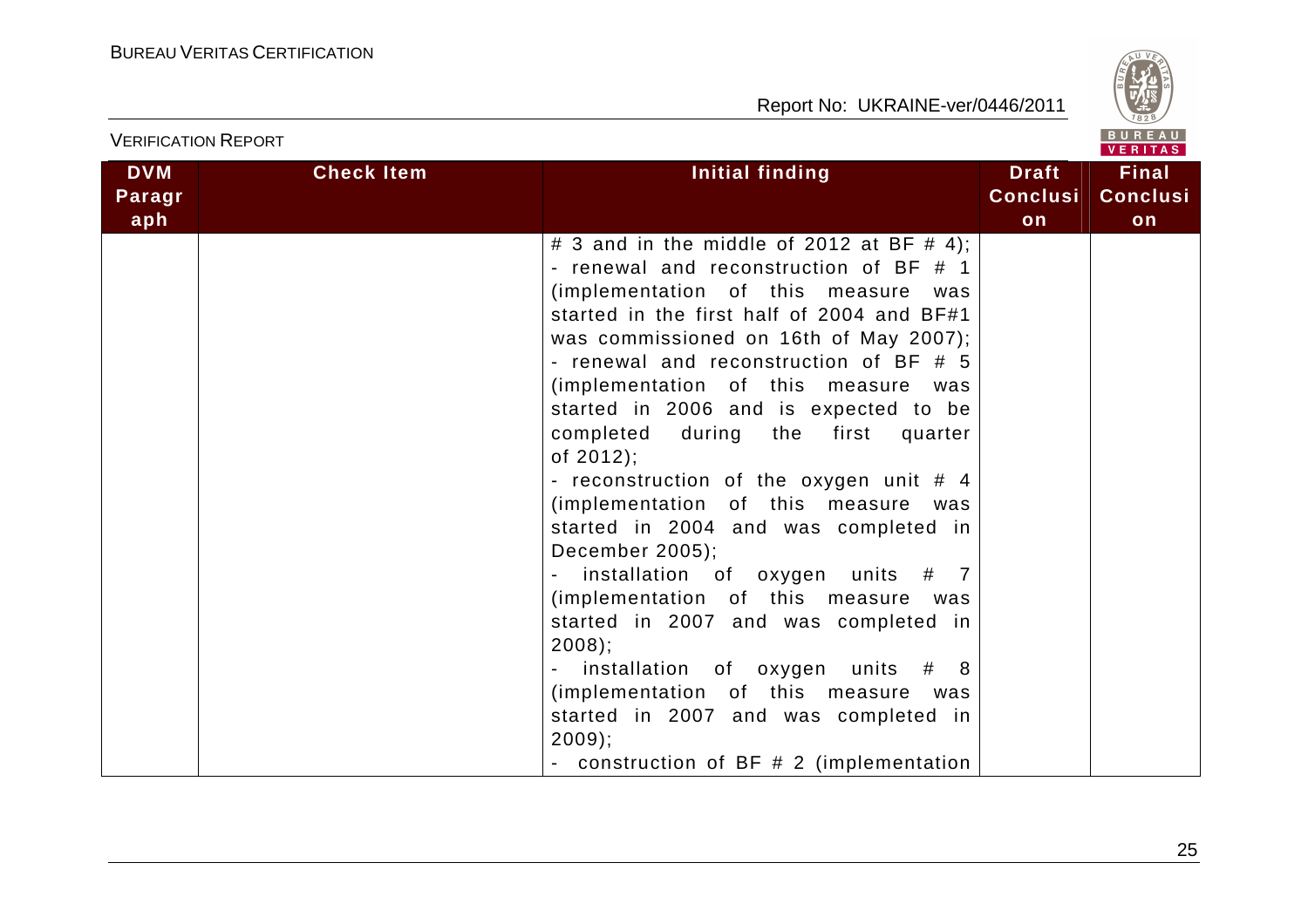| DVM Paragraph | Check Item | Initial finding | Draft Conclusion | Final Conclusion |
|---|---|---|---|---|
| | | # 3 and in the middle of 2012 at BF # 4);<br>- renewal and reconstruction of BF # 1 (implementation of this measure was started in the first half of 2004 and BF#1 was commissioned on 16th of May 2007);<br>- renewal and reconstruction of BF # 5 (implementation of this measure was started in 2006 and is expected to be completed during the first quarter of 2012);<br>- reconstruction of the oxygen unit # 4 (implementation of this measure was started in 2004 and was completed in December 2005);<br>- installation of oxygen units # 7 (implementation of this measure was started in 2007 and was completed in 2008);<br>- installation of oxygen units # 8 (implementation of this measure was started in 2007 and was completed in 2009);<br>- construction of BF # 2 (implementation | | |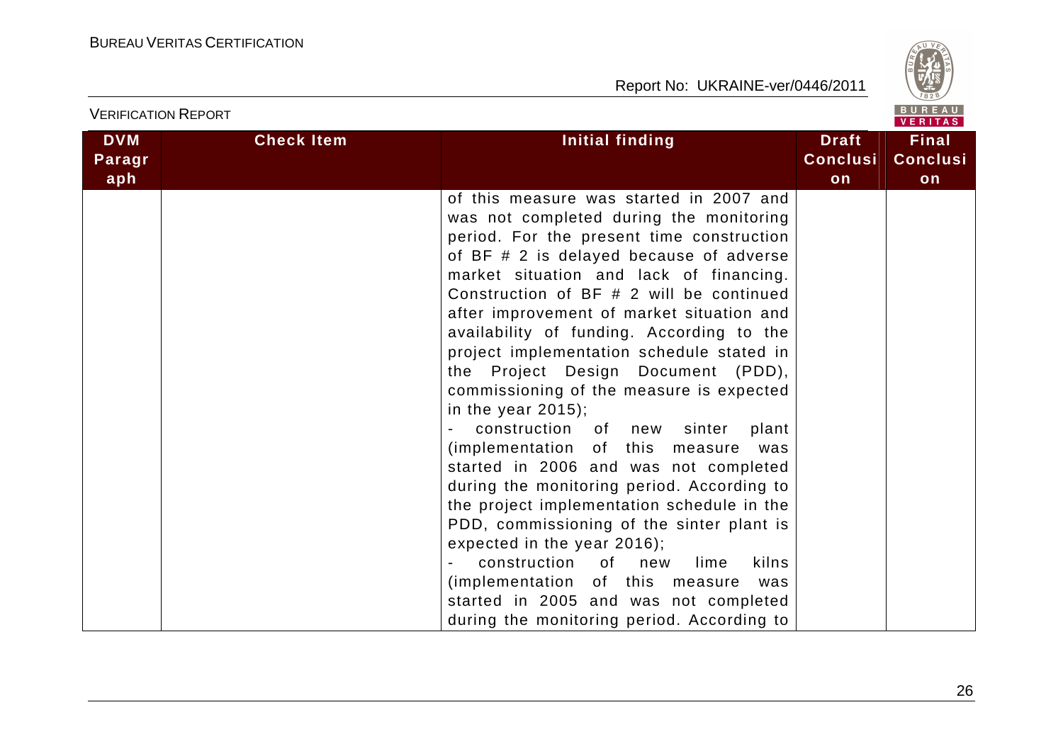| DVM Paragraph | Check Item | Initial finding | Draft Conclusion | Final Conclusion |
|---|---|---|---|---|
| | | of this measure was started in 2007 and was not completed during the monitoring period. For the present time construction of BF # 2 is delayed because of adverse market situation and lack of financing. Construction of BF # 2 will be continued after improvement of market situation and availability of funding. According to the project implementation schedule stated in the Project Design Document (PDD), commissioning of the measure is expected in the year 2015);<br>- construction of new sinter plant (implementation of this measure was started in 2006 and was not completed during the monitoring period. According to the project implementation schedule in the PDD, commissioning of the sinter plant is expected in the year 2016);<br>- construction of new lime kilns (implementation of this measure was started in 2005 and was not completed during the monitoring period. According to | | |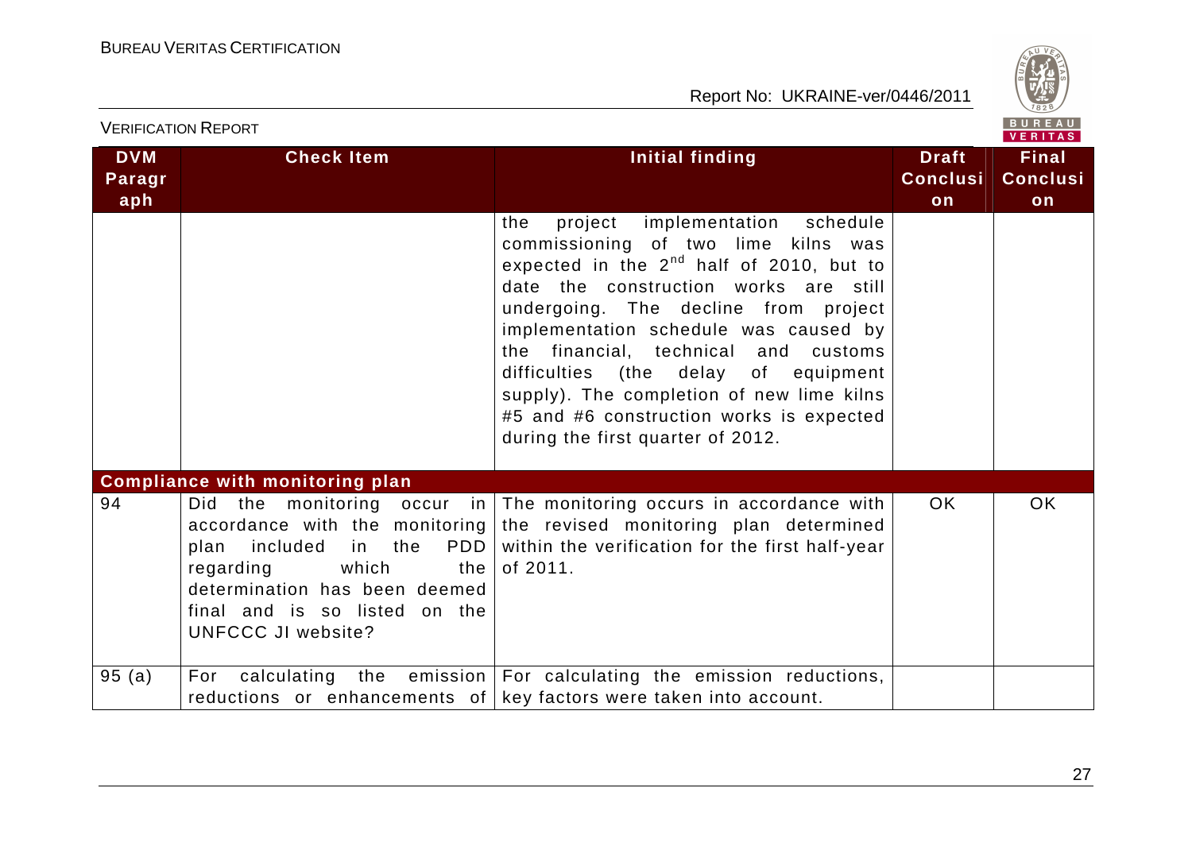| DVM Paragraph | Check Item | Initial finding | Draft Conclusion | Final Conclusion |
|---|---|---|---|---|
| | | the project implementation schedule commissioning of two lime kilns was expected in the 2nd half of 2010, but to date the construction works are still undergoing. The decline from project implementation schedule was caused by the financial, technical and customs difficulties (the delay of equipment supply). The completion of new lime kilns #5 and #6 construction works is expected during the first quarter of 2012. | | |
| **Compliance with monitoring plan** | | | | |
| 94 | Did the monitoring occur in accordance with the monitoring plan included in the PDD regarding which the determination has been deemed final and is so listed on the UNFCCC JI website? | The monitoring occurs in accordance with the revised monitoring plan determined within the verification for the first half-year of 2011. | OK | OK |
| 95 (a) | For calculating the emission reductions or enhancements of | For calculating the emission reductions, key factors were taken into account. | | |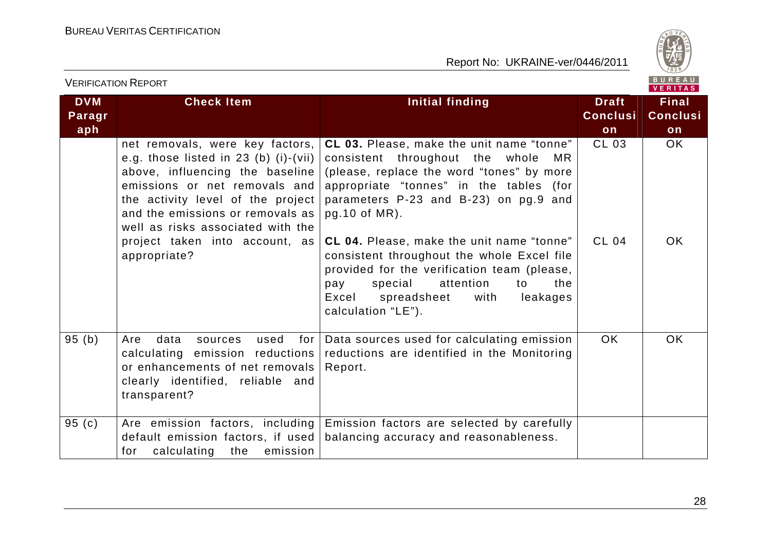| DVM Paragraph | Check Item | Initial finding | Draft Conclusion | Final Conclusion |
|---|---|---|---|---|
| | net removals, were key factors, e.g. those listed in 23 (b) (i)-(vii) above, influencing the baseline emissions or net removals and the activity level of the project and the emissions or removals as well as risks associated with the project taken into account, as appropriate? | **CL 03.** Please, make the unit name "tonne" consistent throughout the whole MR (please, replace the word "tones" by more appropriate "tonnes" in the tables (for parameters P-23 and B-23) on pg.9 and pg.10 of MR).<br><br>**CL 04.** Please, make the unit name "tonne" consistent throughout the whole Excel file provided for the verification team (please, pay special attention to the Excel spreadsheet with leakages calculation "LE"). | CL 03<br><br><br><br><br><br>CL 04 | OK<br><br><br><br><br><br>OK |
| 95 (b) | Are data sources used for calculating emission reductions or enhancements of net removals clearly identified, reliable and transparent? | Data sources used for calculating emission reductions are identified in the Monitoring Report. | OK | OK |
| 95 (c) | Are emission factors, including default emission factors, if used for calculating the emission | Emission factors are selected by carefully balancing accuracy and reasonableness. | | |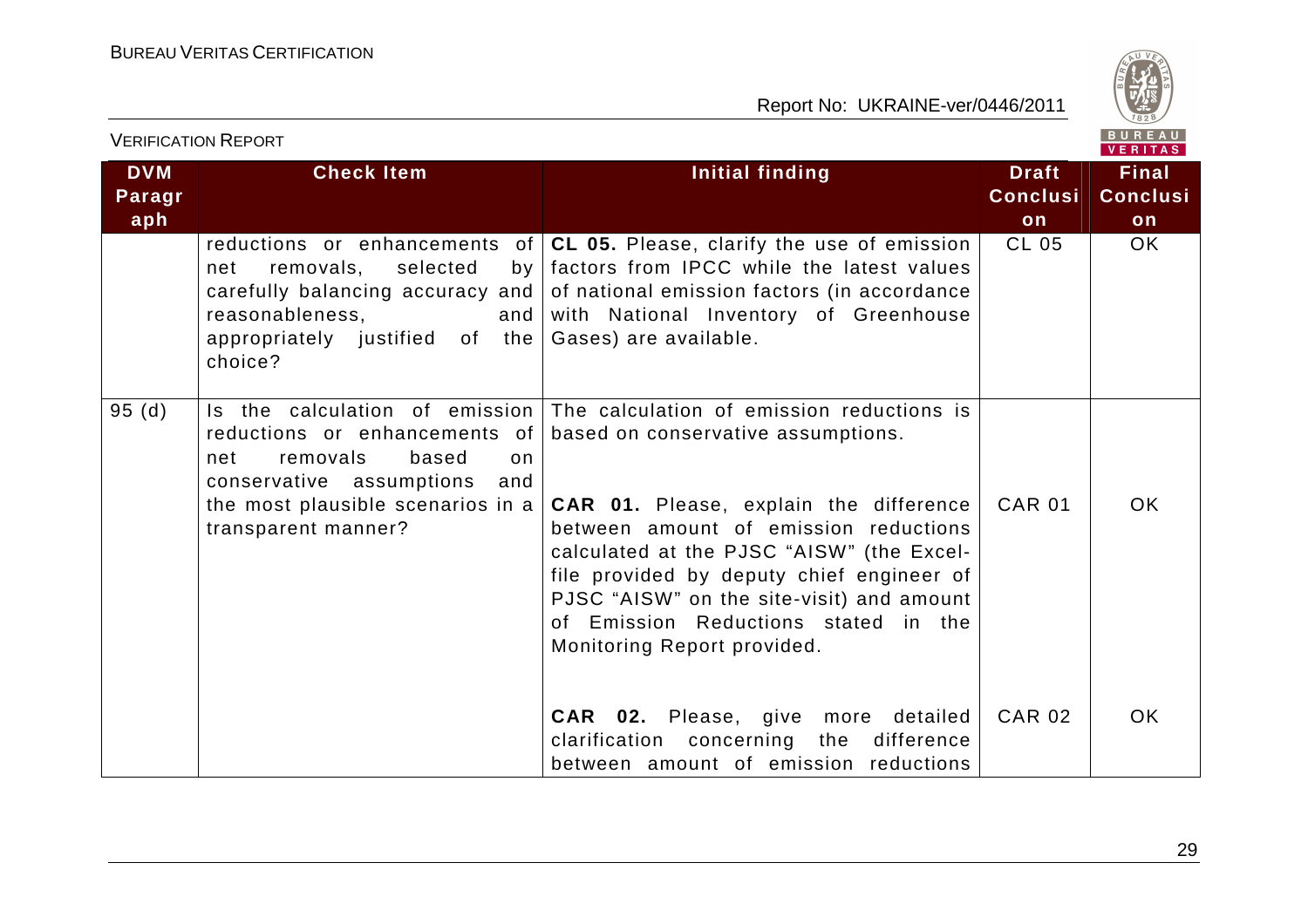| DVM Paragraph | Check Item | Initial finding | Draft Conclusion | Final Conclusion |
|---|---|---|---|---|
| | reductions or enhancements of net removals, selected by carefully balancing accuracy and reasonableness, and appropriately justified of the choice? | **CL 05.** Please, clarify the use of emission factors from IPCC while the latest values of national emission factors (in accordance with National Inventory of Greenhouse Gases) are available. | CL 05 | OK |
| 95 (d) | Is the calculation of emission reductions or enhancements of net removals based on conservative assumptions and the most plausible scenarios in a transparent manner? | The calculation of emission reductions is based on conservative assumptions.<br><br>**CAR 01.** Please, explain the difference between amount of emission reductions calculated at the PJSC "AISW" (the Excel-file provided by deputy chief engineer of PJSC "AISW" on the site-visit) and amount of Emission Reductions stated in the Monitoring Report provided. | CAR 01 | OK |
| | | **CAR 02.** Please, give more detailed clarification concerning the difference between amount of emission reductions | CAR 02 | OK |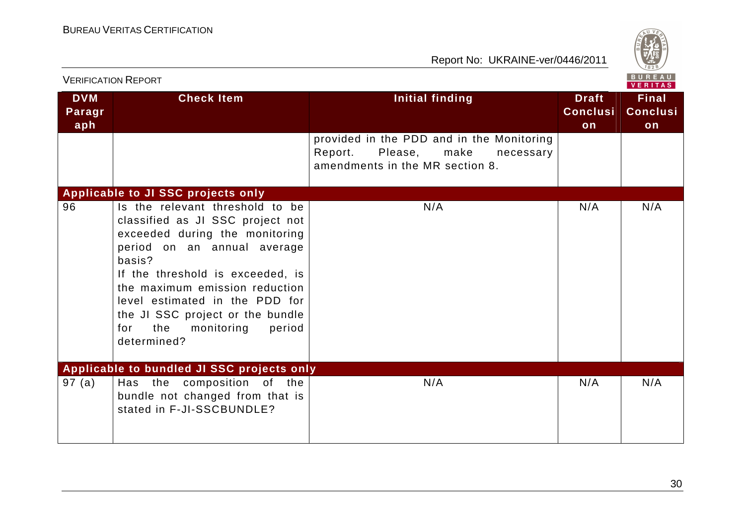| DVM Paragraph | Check Item | Initial finding | Draft Conclusion | Final Conclusion |
|---|---|---|---|---|
| | | provided in the PDD and in the Monitoring Report. Please, make necessary amendments in the MR section 8. | | |
| **Applicable to JI SSC projects only** | | | | |
| 96 | Is the relevant threshold to be classified as JI SSC project not exceeded during the monitoring period on an annual average basis?<br>If the threshold is exceeded, is the maximum emission reduction level estimated in the PDD for the JI SSC project or the bundle for the monitoring period determined? | N/A | N/A | N/A |
| **Applicable to bundled JI SSC projects only** | | | | |
| 97 (a) | Has the composition of the bundle not changed from that is stated in F-JI-SSCBUNDLE? | N/A | N/A | N/A |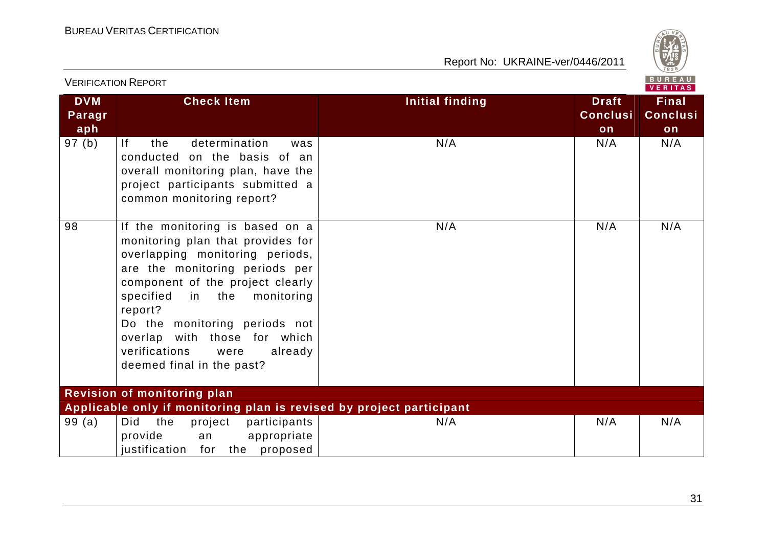| DVM Paragraph | Check Item | Initial finding | Draft Conclusion | Final Conclusion |
|---|---|---|---|---|
| 97 (b) | If the determination was conducted on the basis of an overall monitoring plan, have the project participants submitted a common monitoring report? | N/A | N/A | N/A |
| 98 | If the monitoring is based on a monitoring plan that provides for overlapping monitoring periods, are the monitoring periods per component of the project clearly specified in the monitoring report?<br>Do the monitoring periods not overlap with those for which verifications were already deemed final in the past? | N/A | N/A | N/A |
| **Revision of monitoring plan** | | | | |
| **Applicable only if monitoring plan is revised by project participant** | | | | |
| 99 (a) | Did the project participants provide an appropriate justification for the proposed | N/A | N/A | N/A |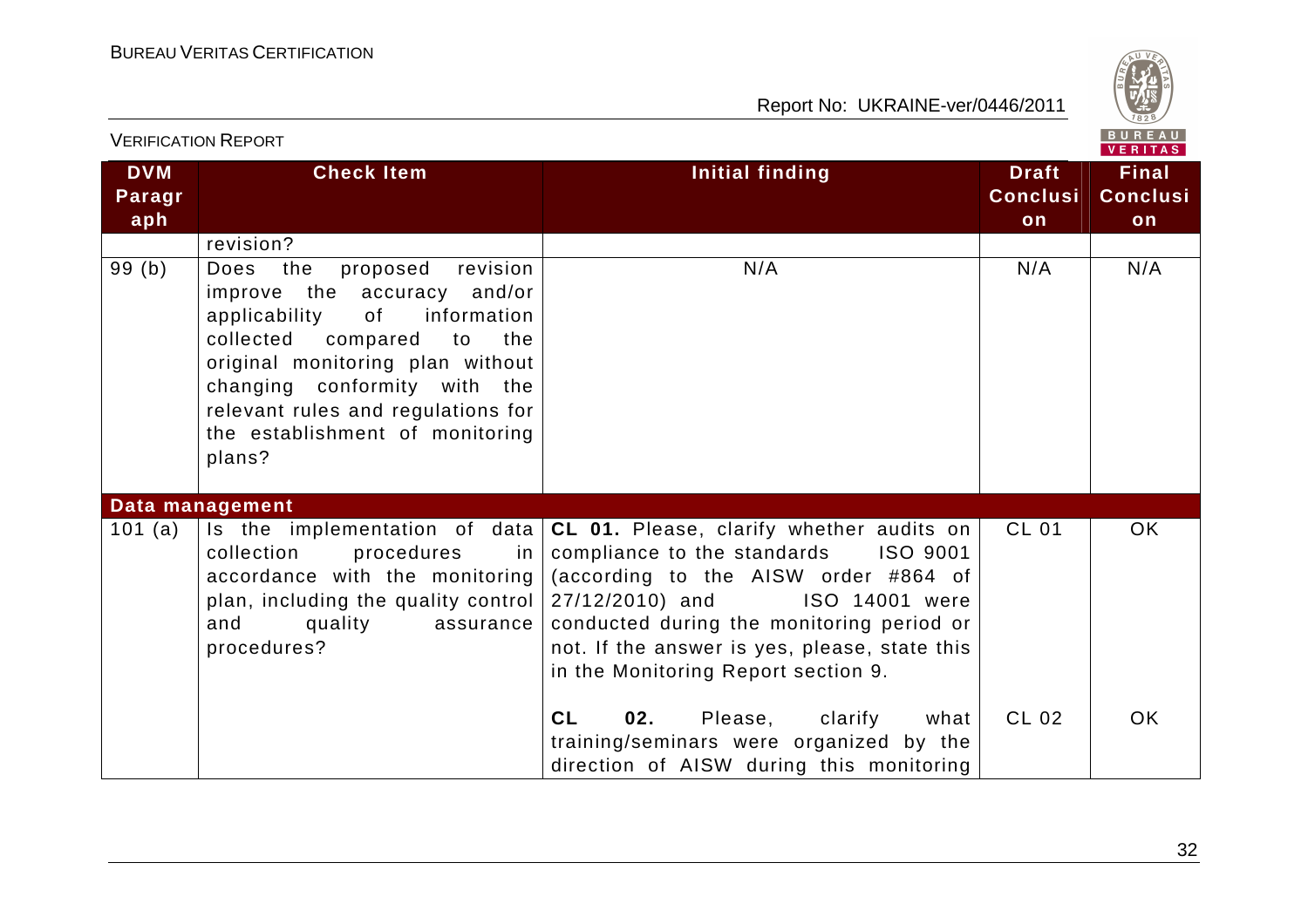| DVM Paragraph | Check Item | Initial finding | Draft Conclusion | Final Conclusion |
|---|---|---|---|---|
| | revision? | | | |
| 99 (b) | Does the proposed revision improve the accuracy and/or applicability of information collected compared to the original monitoring plan without changing conformity with the relevant rules and regulations for the establishment of monitoring plans? | N/A | N/A | N/A |
| **Data management** | | | | |
| 101 (a) | Is the implementation of data collection procedures in accordance with the monitoring plan, including the quality control and quality assurance procedures? | **CL 01.** Please, clarify whether audits on compliance to the standards ISO 9001 (according to the AISW order #864 of 27/12/2010) and ISO 14001 were conducted during the monitoring period or not. If the answer is yes, please, state this in the Monitoring Report section 9. | CL 01 | OK |
| | | **CL 02.** Please, clarify what training/seminars were organized by the direction of AISW during this monitoring | CL 02 | OK |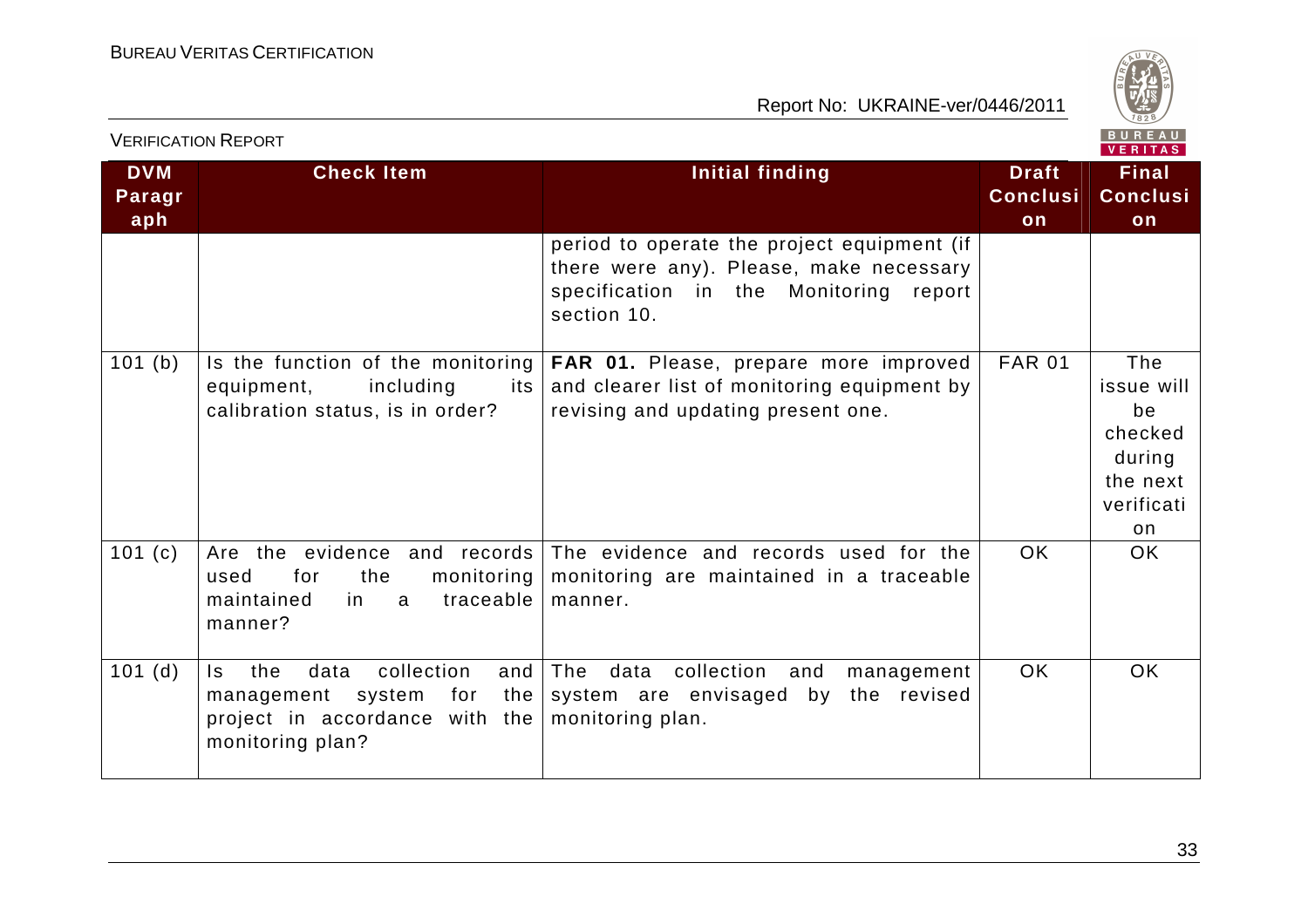| DVM Paragraph | Check Item | Initial finding | Draft Conclusion | Final Conclusion |
|---|---|---|---|---|
| | | period to operate the project equipment (if there were any). Please, make necessary specification in the Monitoring report section 10. | | |
| 101 (b) | Is the function of the monitoring equipment, including its calibration status, is in order? | **FAR 01.** Please, prepare more improved and clearer list of monitoring equipment by revising and updating present one. | FAR 01 | The issue will be checked during the next verification |
| 101 (c) | Are the evidence and records used for the monitoring maintained in a traceable manner? | The evidence and records used for the monitoring are maintained in a traceable manner. | OK | OK |
| 101 (d) | Is the data collection and management system for the project in accordance with the monitoring plan? | The data collection and management system are envisaged by the revised monitoring plan. | OK | OK |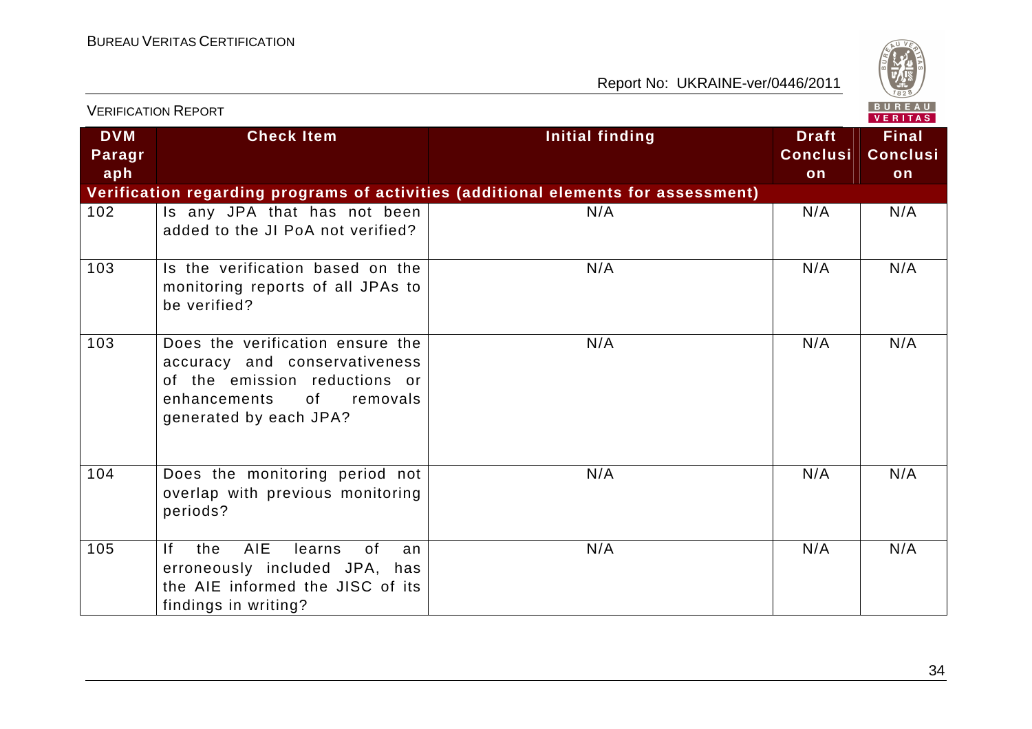| DVM Paragraph | Check Item | Initial finding | Draft Conclusion | Final Conclusion |
|---|---|---|---|---|
| **Verification regarding programs of activities (additional elements for assessment)** | | | | |
| 102 | Is any JPA that has not been added to the JI PoA not verified? | N/A | N/A | N/A |
| 103 | Is the verification based on the monitoring reports of all JPAs to be verified? | N/A | N/A | N/A |
| 103 | Does the verification ensure the accuracy and conservativeness of the emission reductions or enhancements of removals generated by each JPA? | N/A | N/A | N/A |
| 104 | Does the monitoring period not overlap with previous monitoring periods? | N/A | N/A | N/A |
| 105 | If the AIE learns of an erroneously included JPA, has the AIE informed the JISC of its findings in writing? | N/A | N/A | N/A |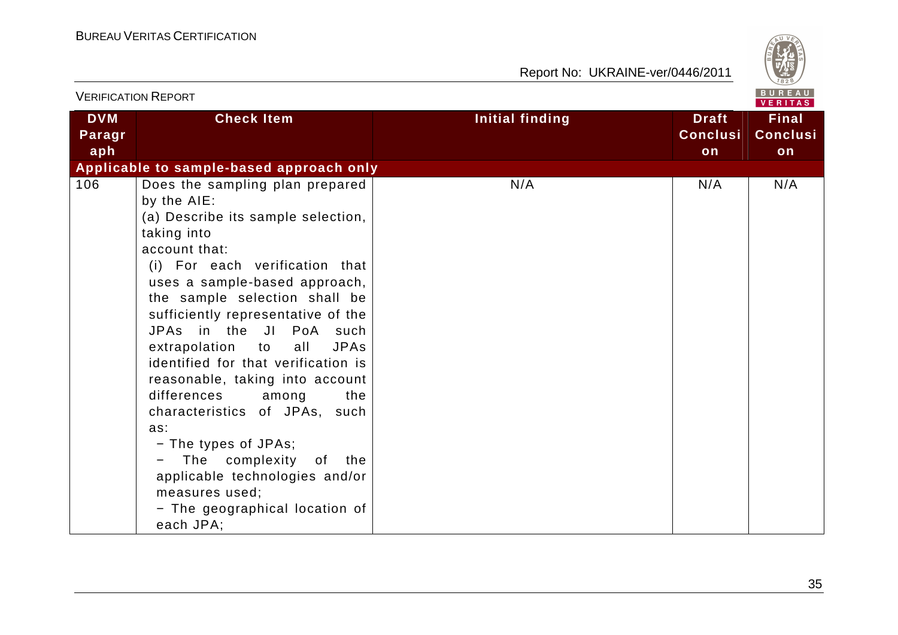| DVM Paragraph | Check Item | Initial finding | Draft Conclusion | Final Conclusion |
|---|---|---|---|---|
| **Applicable to sample-based approach only** | | | | |
| 106 | Does the sampling plan prepared by the AIE:<br>(a) Describe its sample selection, taking into account that:<br>(i) For each verification that uses a sample-based approach, the sample selection shall be sufficiently representative of the JPAs in the JI PoA such extrapolation to all JPAs identified for that verification is reasonable, taking into account differences among the characteristics of JPAs, such as:<br>− The types of JPAs;<br>− The complexity of the applicable technologies and/or measures used;<br>− The geographical location of each JPA; | N/A | N/A | N/A |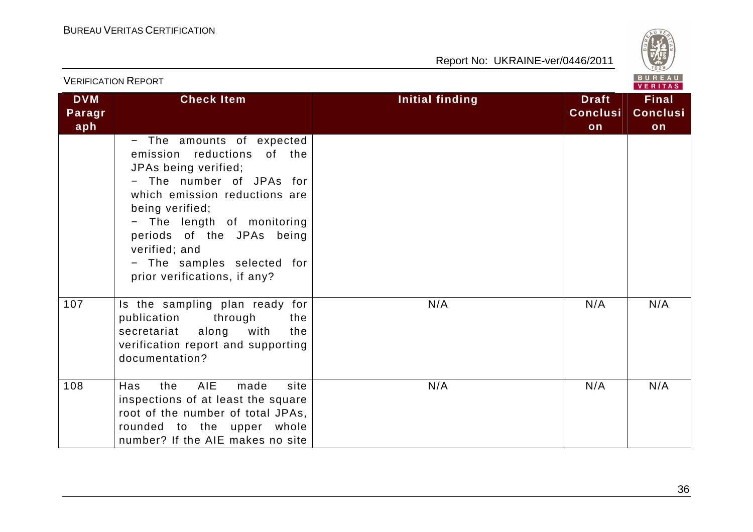| DVM Paragraph | Check Item | Initial finding | Draft Conclusion | Final Conclusion |
|---|---|---|---|---|
| | − The amounts of expected emission reductions of the JPAs being verified;<br>− The number of JPAs for which emission reductions are being verified;<br>− The length of monitoring periods of the JPAs being verified; and<br>− The samples selected for prior verifications, if any? | | | |
| 107 | Is the sampling plan ready for publication through the secretariat along with the verification report and supporting documentation? | N/A | N/A | N/A |
| 108 | Has the AIE made site inspections of at least the square root of the number of total JPAs, rounded to the upper whole number? If the AIE makes no site | N/A | N/A | N/A |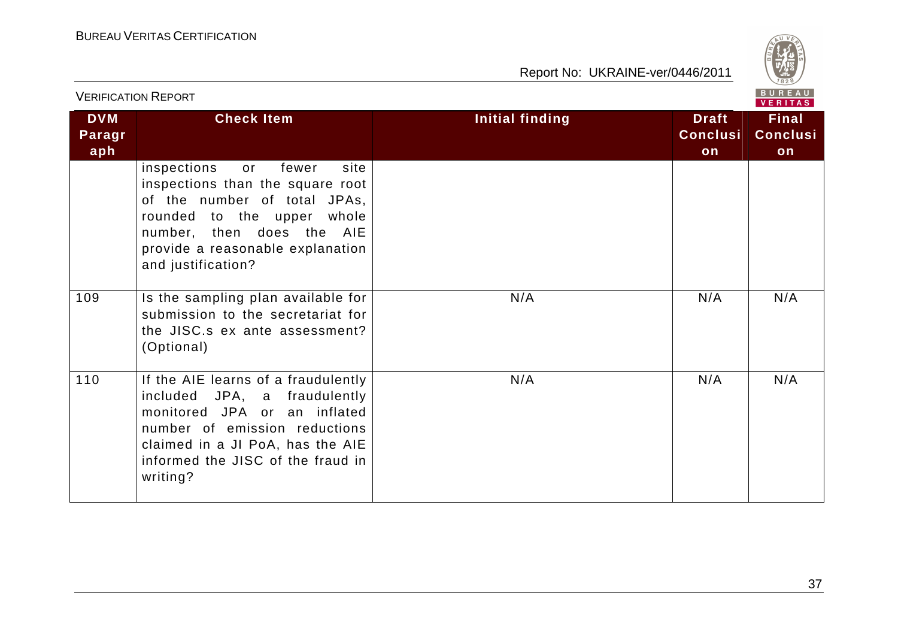| DVM Paragraph | Check Item | Initial finding | Draft Conclusion | Final Conclusion |
|---|---|---|---|---|
| | inspections or fewer site inspections than the square root of the number of total JPAs, rounded to the upper whole number, then does the AIE provide a reasonable explanation and justification? | | | |
| 109 | Is the sampling plan available for submission to the secretariat for the JISC.s ex ante assessment? (Optional) | N/A | N/A | N/A |
| 110 | If the AIE learns of a fraudulently included JPA, a fraudulently monitored JPA or an inflated number of emission reductions claimed in a JI PoA, has the AIE informed the JISC of the fraud in writing? | N/A | N/A | N/A |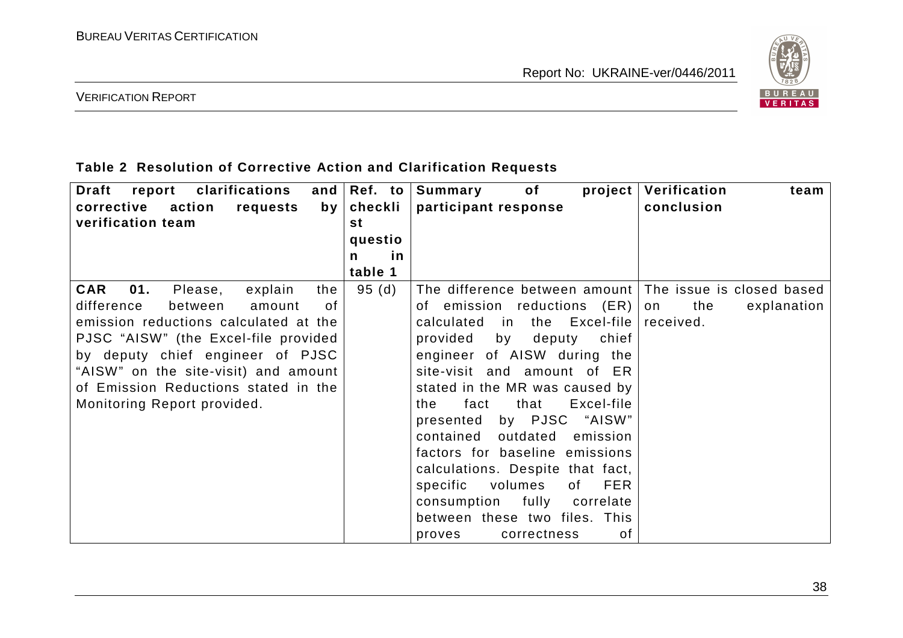**Table 2 Resolution of Corrective Action and Clarification Requests**

| Draft report clarifications and corrective action requests by verification team | Ref. to checklist question in table 1 | Summary of project participant response | Verification team conclusion |
|---|---|---|---|
| **CAR 01.** Please, explain the difference between amount of emission reductions calculated at the PJSC "AISW" (the Excel-file provided by deputy chief engineer of PJSC "AISW" on the site-visit) and amount of Emission Reductions stated in the Monitoring Report provided. | 95 (d) | The difference between amount of emission reductions (ER) calculated in the Excel-file provided by deputy chief engineer of AISW during the site-visit and amount of ER stated in the MR was caused by the fact that Excel-file presented by PJSC "AISW" contained outdated emission factors for baseline emissions calculations. Despite that fact, specific volumes of FER consumption fully correlate between these two files. This proves correctness of | The issue is closed based on the explanation received. |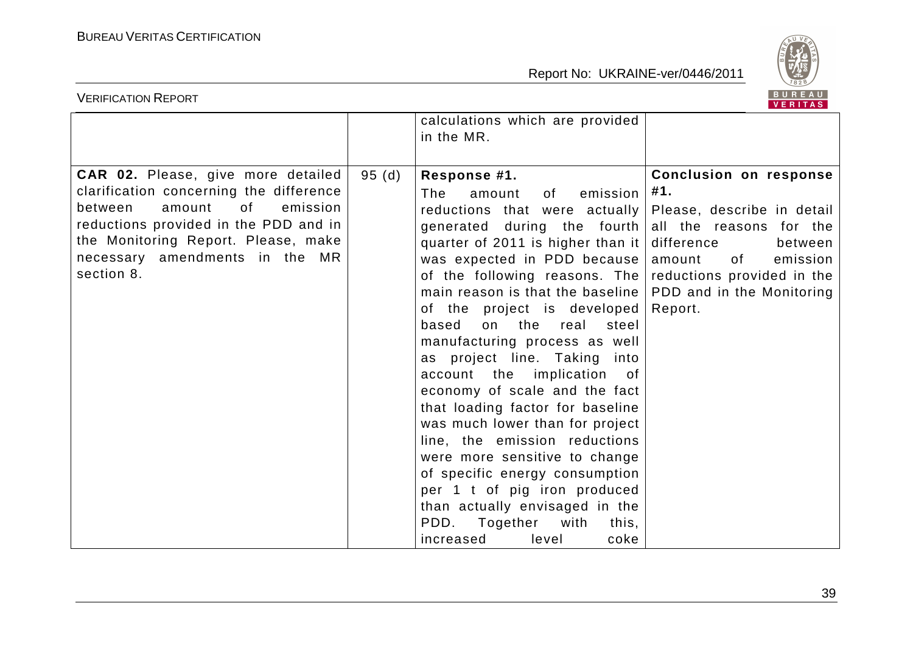| | | | |
|---|---|---|---|
| | | calculations which are provided in the MR. | |
| **CAR 02.** Please, give more detailed clarification concerning the difference between amount of emission reductions provided in the PDD and in the Monitoring Report. Please, make necessary amendments in the MR section 8. | 95 (d) | **Response #1.** The amount of emission reductions that were actually generated during the fourth quarter of 2011 is higher than it was expected in PDD because of the following reasons. The main reason is that the baseline of the project is developed based on the real steel manufacturing process as well as project line. Taking into account the implication of economy of scale and the fact that loading factor for baseline was much lower than for project line, the emission reductions were more sensitive to change of specific energy consumption per 1 t of pig iron produced than actually envisaged in the PDD. Together with this, increased level coke | **Conclusion on response #1.** Please, describe in detail all the reasons for the difference between amount of emission reductions provided in the PDD and in the Monitoring Report. |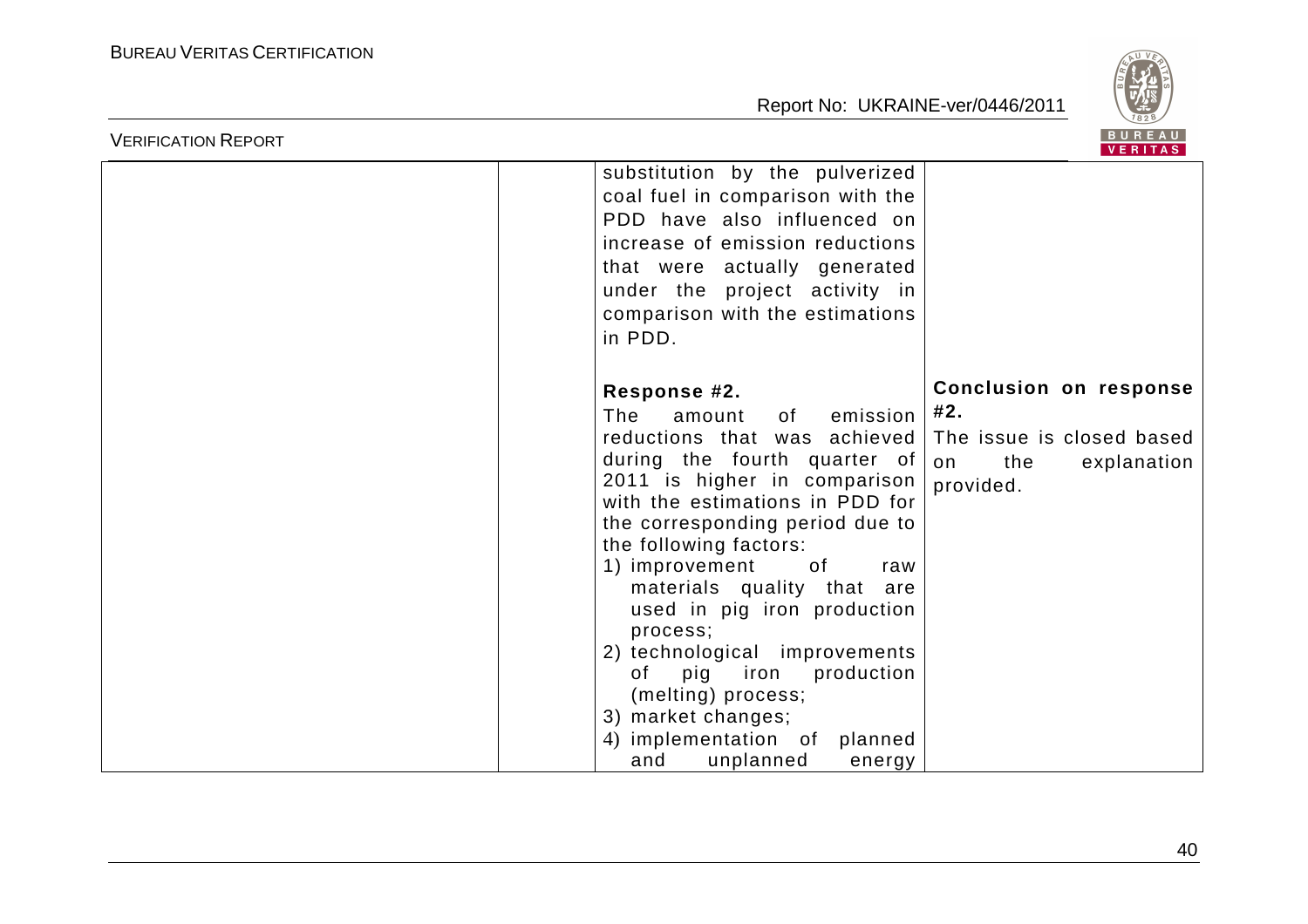| | | substitution by the pulverized coal fuel in comparison with the PDD have also influenced on increase of emission reductions that were actually generated under the project activity in comparison with the estimations in PDD. | |
|---|---|---|---|
| | | **Response #2.**<br>The amount of emission reductions that was achieved during the fourth quarter of 2011 is higher in comparison with the estimations in PDD for the corresponding period due to the following factors:<br>1) improvement of raw materials quality that are used in pig iron production process;<br>2) technological improvements of pig iron production (melting) process;<br>3) market changes;<br>4) implementation of planned and unplanned energy | **Conclusion on response #2.**<br>The issue is closed based on the explanation provided. |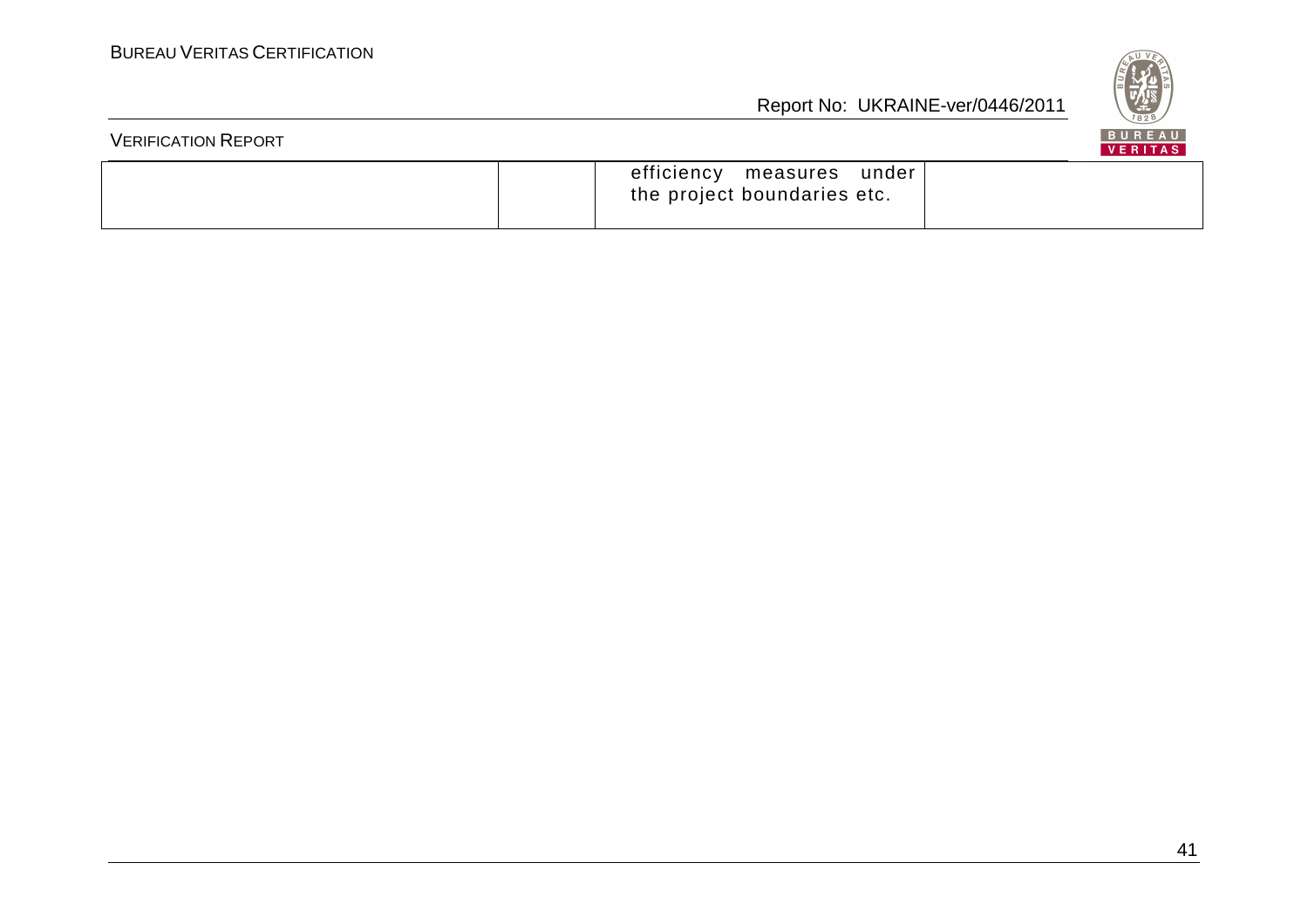|  |  | efficiency measures under the project boundaries etc. |  |
|---|---|---|---|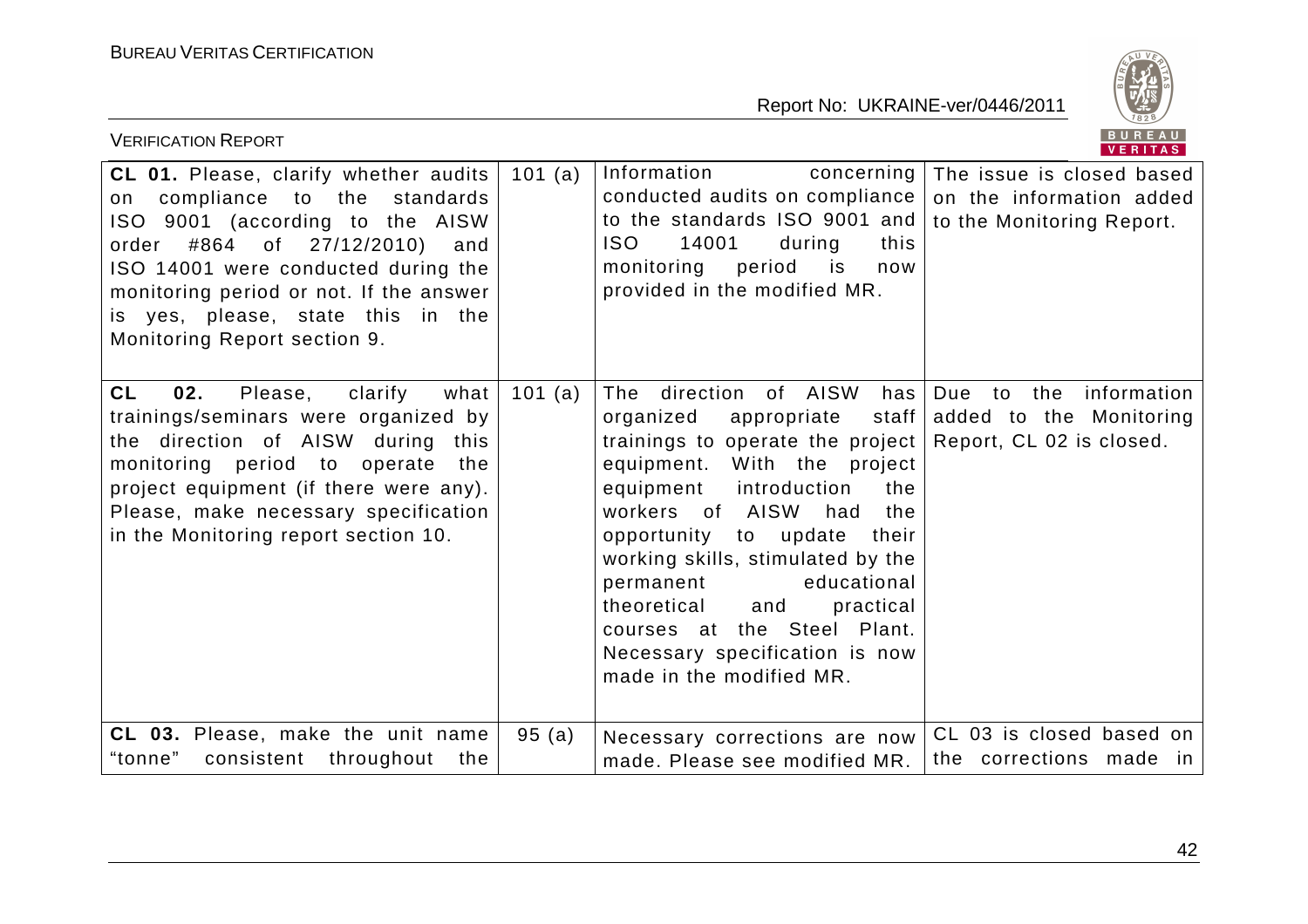| | | | |
|---|---|---|---|
| **CL 01.** Please, clarify whether audits on compliance to the standards ISO 9001 (according to the AISW order #864 of 27/12/2010) and ISO 14001 were conducted during the monitoring period or not. If the answer is yes, please, state this in the Monitoring Report section 9. | 101 (a) | Information concerning conducted audits on compliance to the standards ISO 9001 and ISO 14001 during this monitoring period is now provided in the modified MR. | The issue is closed based on the information added to the Monitoring Report. |
| **CL 02.** Please, clarify what trainings/seminars were organized by the direction of AISW during this monitoring period to operate the project equipment (if there were any). Please, make necessary specification in the Monitoring report section 10. | 101 (a) | The direction of AISW has organized appropriate staff trainings to operate the project equipment. With the project equipment introduction the workers of AISW had the opportunity to update their working skills, stimulated by the permanent educational theoretical and practical courses at the Steel Plant. Necessary specification is now made in the modified MR. | Due to the information added to the Monitoring Report, CL 02 is closed. |
| **CL 03.** Please, make the unit name "tonne" consistent throughout the | 95 (a) | Necessary corrections are now made. Please see modified MR. | CL 03 is closed based on the corrections made in |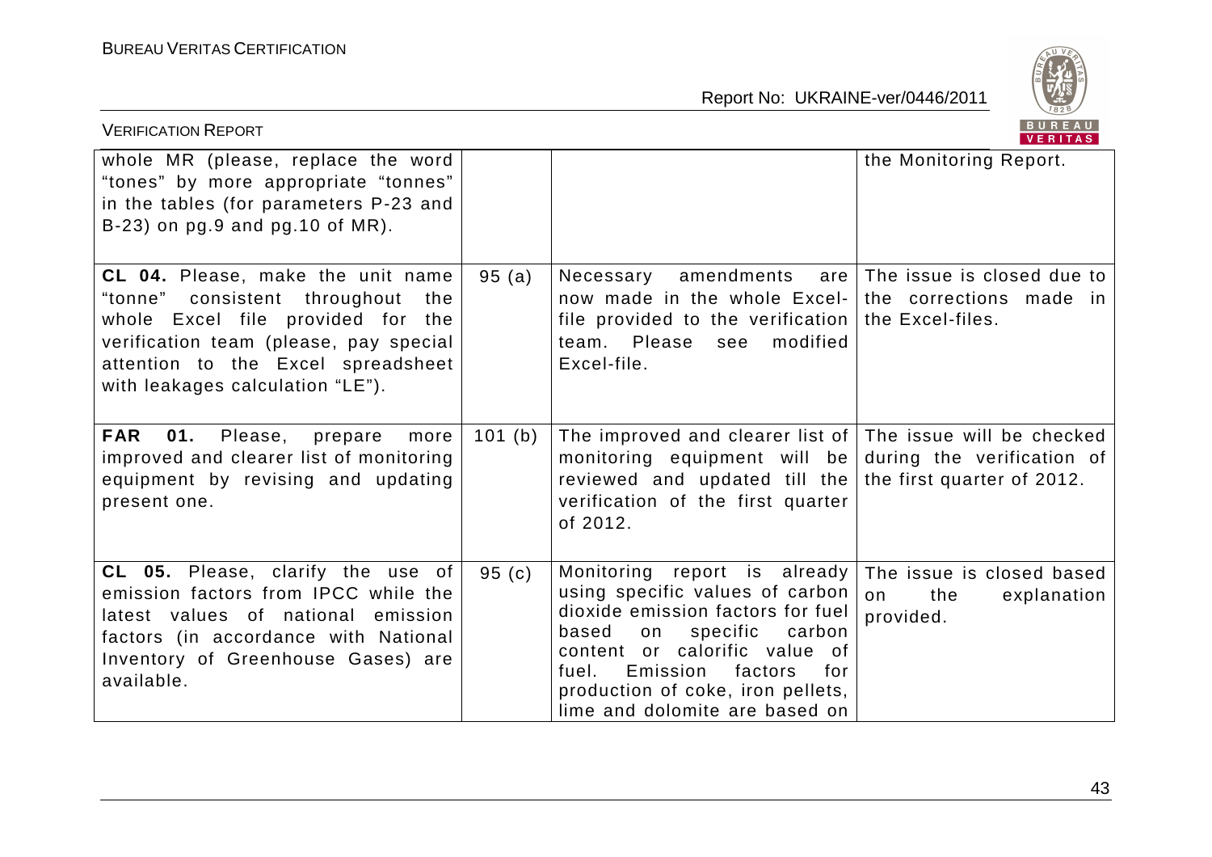| | | | |
|---|---|---|---|
| whole MR (please, replace the word "tones" by more appropriate "tonnes" in the tables (for parameters P-23 and B-23) on pg.9 and pg.10 of MR). | | | the Monitoring Report. |
| **CL 04.** Please, make the unit name "tonne" consistent throughout the whole Excel file provided for the verification team (please, pay special attention to the Excel spreadsheet with leakages calculation "LE"). | 95 (a) | Necessary amendments are now made in the whole Excel-file provided to the verification team. Please see modified Excel-file. | The issue is closed due to the corrections made in the Excel-files. |
| **FAR 01.** Please, prepare more improved and clearer list of monitoring equipment by revising and updating present one. | 101 (b) | The improved and clearer list of monitoring equipment will be reviewed and updated till the verification of the first quarter of 2012. | The issue will be checked during the verification of the first quarter of 2012. |
| **CL 05.** Please, clarify the use of emission factors from IPCC while the latest values of national emission factors (in accordance with National Inventory of Greenhouse Gases) are available. | 95 (c) | Monitoring report is already using specific values of carbon dioxide emission factors for fuel based on specific carbon content or calorific value of fuel. Emission factors for production of coke, iron pellets, lime and dolomite are based on | The issue is closed based on the explanation provided. |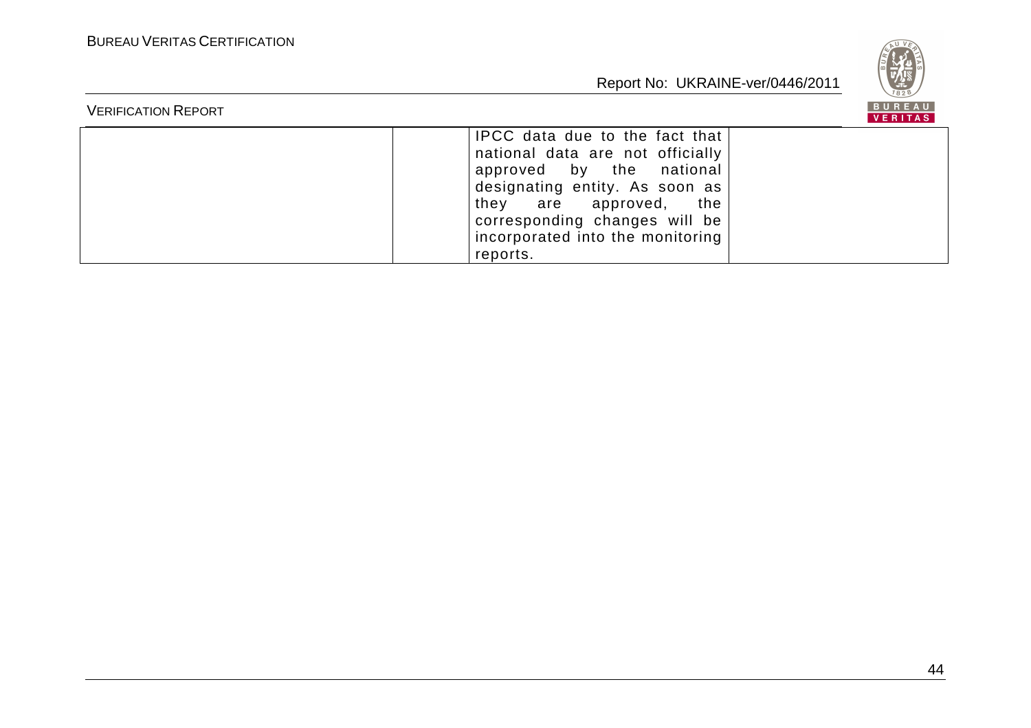| | | | |
|---|---|---|---|
| | | IPCC data due to the fact that national data are not officially approved by the national designating entity. As soon as they are approved, the corresponding changes will be incorporated into the monitoring reports. | |